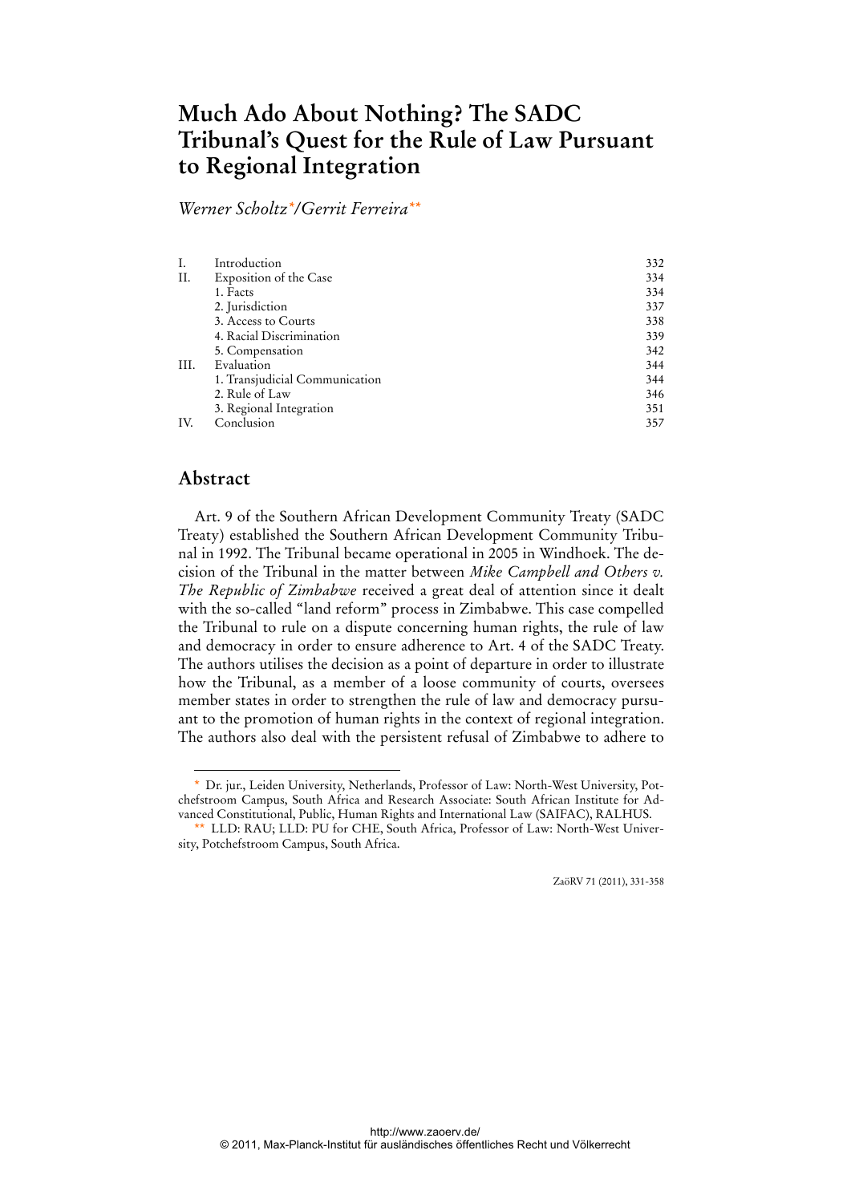# Much Ado About Nothing? The SADC Tribunal's Quest for the Rule of Law Pursuant to Regional Integration

*Werner Scholtz*\*/*Gerrit Ferreira*\*\*

| | | |
|---|---|---|
| I. | Introduction | 332 |
| II. | Exposition of the Case | 334 |
| | 1. Facts | 334 |
| | 2. Jurisdiction | 337 |
| | 3. Access to Courts | 338 |
| | 4. Racial Discrimination | 339 |
| | 5. Compensation | 342 |
| III. | Evaluation | 344 |
| | 1. Transjudicial Communication | 344 |
| | 2. Rule of Law | 346 |
| | 3. Regional Integration | 351 |
| IV. | Conclusion | 357 |

## Abstract

Art. 9 of the Southern African Development Community Treaty (SADC Treaty) established the Southern African Development Community Tribunal in 1992. The Tribunal became operational in 2005 in Windhoek. The decision of the Tribunal in the matter between *Mike Campbell and Others v. The Republic of Zimbabwe* received a great deal of attention since it dealt with the so-called "land reform" process in Zimbabwe. This case compelled the Tribunal to rule on a dispute concerning human rights, the rule of law and democracy in order to ensure adherence to Art. 4 of the SADC Treaty. The authors utilises the decision as a point of departure in order to illustrate how the Tribunal, as a member of a loose community of courts, oversees member states in order to strengthen the rule of law and democracy pursuant to the promotion of human rights in the context of regional integration. The authors also deal with the persistent refusal of Zimbabwe to adhere to

\* Dr. jur., Leiden University, Netherlands, Professor of Law: North-West University, Potchefstroom Campus, South Africa and Research Associate: South African Institute for Advanced Constitutional, Public, Human Rights and International Law (SAIFAC), RALHUS.

\*\* LLD: RAU; LLD: PU for CHE, South Africa, Professor of Law: North-West University, Potchefstroom Campus, South Africa.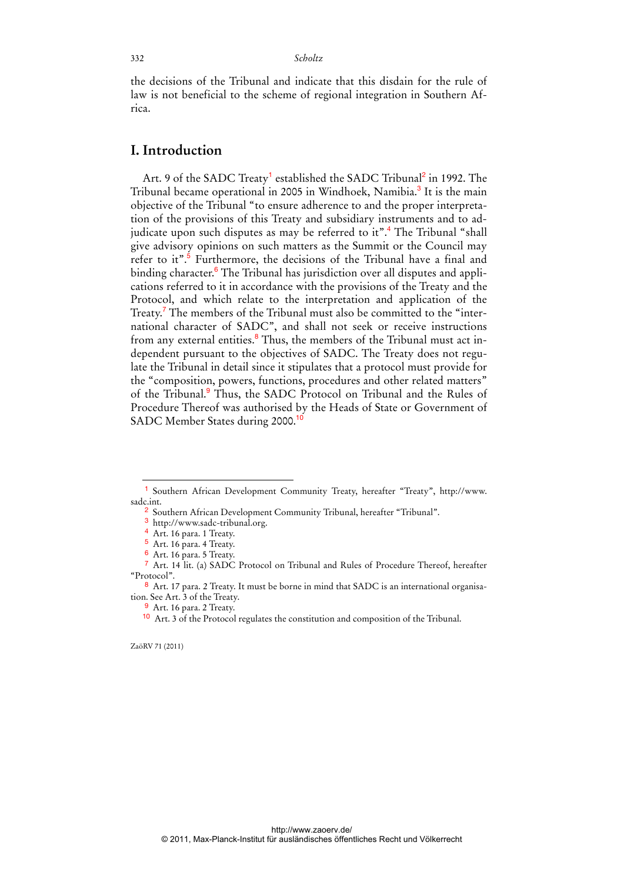the decisions of the Tribunal and indicate that this disdain for the rule of law is not beneficial to the scheme of regional integration in Southern Africa.

## I. Introduction

Art. 9 of the SADC Treaty[1] established the SADC Tribunal[2] in 1992. The Tribunal became operational in 2005 in Windhoek, Namibia.[3] It is the main objective of the Tribunal "to ensure adherence to and the proper interpretation of the provisions of this Treaty and subsidiary instruments and to adjudicate upon such disputes as may be referred to it".[4] The Tribunal "shall give advisory opinions on such matters as the Summit or the Council may refer to it".[5] Furthermore, the decisions of the Tribunal have a final and binding character.[6] The Tribunal has jurisdiction over all disputes and applications referred to it in accordance with the provisions of the Treaty and the Protocol, and which relate to the interpretation and application of the Treaty.[7] The members of the Tribunal must also be committed to the "international character of SADC", and shall not seek or receive instructions from any external entities.[8] Thus, the members of the Tribunal must act independent pursuant to the objectives of SADC. The Treaty does not regulate the Tribunal in detail since it stipulates that a protocol must provide for the "composition, powers, functions, procedures and other related matters" of the Tribunal.[9] Thus, the SADC Protocol on Tribunal and the Rules of Procedure Thereof was authorised by the Heads of State or Government of SADC Member States during 2000.[10]

---

[1] Southern African Development Community Treaty, hereafter "Treaty", http://www.sadc.int.

[2] Southern African Development Community Tribunal, hereafter "Tribunal".

[3] http://www.sadc-tribunal.org.

[4] Art. 16 para. 1 Treaty.

[5] Art. 16 para. 4 Treaty.

[6] Art. 16 para. 5 Treaty.

[7] Art. 14 lit. (a) SADC Protocol on Tribunal and Rules of Procedure Thereof, hereafter "Protocol".

[8] Art. 17 para. 2 Treaty. It must be borne in mind that SADC is an international organisation. See Art. 3 of the Treaty.

[9] Art. 16 para. 2 Treaty.

[10] Art. 3 of the Protocol regulates the constitution and composition of the Tribunal.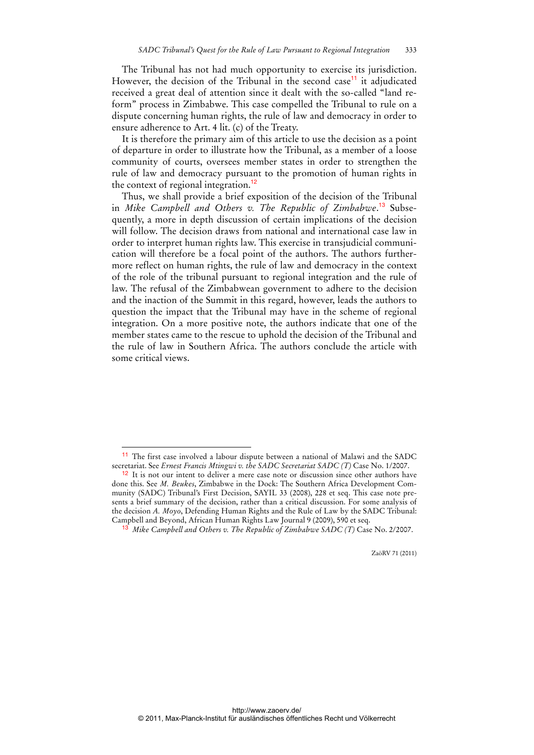The Tribunal has not had much opportunity to exercise its jurisdiction. However, the decision of the Tribunal in the second case[11] it adjudicated received a great deal of attention since it dealt with the so-called "land reform" process in Zimbabwe. This case compelled the Tribunal to rule on a dispute concerning human rights, the rule of law and democracy in order to ensure adherence to Art. 4 lit. (c) of the Treaty.

It is therefore the primary aim of this article to use the decision as a point of departure in order to illustrate how the Tribunal, as a member of a loose community of courts, oversees member states in order to strengthen the rule of law and democracy pursuant to the promotion of human rights in the context of regional integration.[12]

Thus, we shall provide a brief exposition of the decision of the Tribunal in *Mike Campbell and Others v. The Republic of Zimbabwe*.[13] Subsequently, a more in depth discussion of certain implications of the decision will follow. The decision draws from national and international case law in order to interpret human rights law. This exercise in transjudicial communication will therefore be a focal point of the authors. The authors furthermore reflect on human rights, the rule of law and democracy in the context of the role of the tribunal pursuant to regional integration and the rule of law. The refusal of the Zimbabwean government to adhere to the decision and the inaction of the Summit in this regard, however, leads the authors to question the impact that the Tribunal may have in the scheme of regional integration. On a more positive note, the authors indicate that one of the member states came to the rescue to uphold the decision of the Tribunal and the rule of law in Southern Africa. The authors conclude the article with some critical views.

---

[11] The first case involved a labour dispute between a national of Malawi and the SADC secretariat. See *Ernest Francis Mtingwi v. the SADC Secretariat SADC (T)* Case No. 1/2007.

[12] It is not our intent to deliver a mere case note or discussion since other authors have done this. See *M. Beukes*, Zimbabwe in the Dock: The Southern Africa Development Community (SADC) Tribunal's First Decision, SAYIL 33 (2008), 228 et seq. This case note presents a brief summary of the decision, rather than a critical discussion. For some analysis of the decision *A. Moyo*, Defending Human Rights and the Rule of Law by the SADC Tribunal: Campbell and Beyond, African Human Rights Law Journal 9 (2009), 590 et seq.

[13] *Mike Campbell and Others v. The Republic of Zimbabwe SADC (T)* Case No. 2/2007.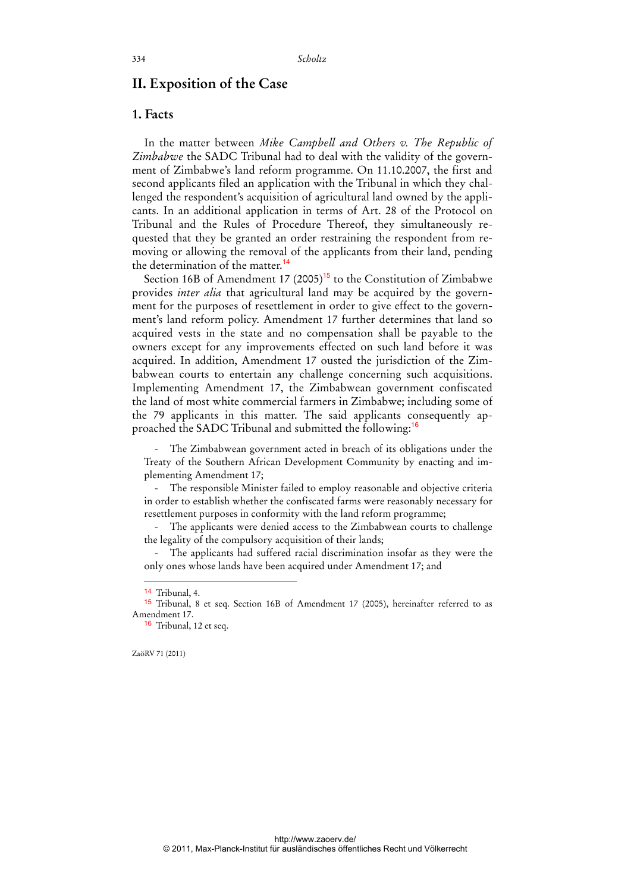## II. Exposition of the Case

### 1. Facts

In the matter between *Mike Campbell and Others v. The Republic of Zimbabwe* the SADC Tribunal had to deal with the validity of the government of Zimbabwe's land reform programme. On 11.10.2007, the first and second applicants filed an application with the Tribunal in which they challenged the respondent's acquisition of agricultural land owned by the applicants. In an additional application in terms of Art. 28 of the Protocol on Tribunal and the Rules of Procedure Thereof, they simultaneously requested that they be granted an order restraining the respondent from removing or allowing the removal of the applicants from their land, pending the determination of the matter.[14]

Section 16B of Amendment 17 (2005)[15] to the Constitution of Zimbabwe provides *inter alia* that agricultural land may be acquired by the government for the purposes of resettlement in order to give effect to the government's land reform policy. Amendment 17 further determines that land so acquired vests in the state and no compensation shall be payable to the owners except for any improvements effected on such land before it was acquired. In addition, Amendment 17 ousted the jurisdiction of the Zimbabwean courts to entertain any challenge concerning such acquisitions. Implementing Amendment 17, the Zimbabwean government confiscated the land of most white commercial farmers in Zimbabwe; including some of the 79 applicants in this matter. The said applicants consequently approached the SADC Tribunal and submitted the following:[16]

- The Zimbabwean government acted in breach of its obligations under the Treaty of the Southern African Development Community by enacting and implementing Amendment 17;
- The responsible Minister failed to employ reasonable and objective criteria in order to establish whether the confiscated farms were reasonably necessary for resettlement purposes in conformity with the land reform programme;
- The applicants were denied access to the Zimbabwean courts to challenge the legality of the compulsory acquisition of their lands;
- The applicants had suffered racial discrimination insofar as they were the only ones whose lands have been acquired under Amendment 17; and

---

[14] Tribunal, 4.

[15] Tribunal, 8 et seq. Section 16B of Amendment 17 (2005), hereinafter referred to as Amendment 17.

[16] Tribunal, 12 et seq.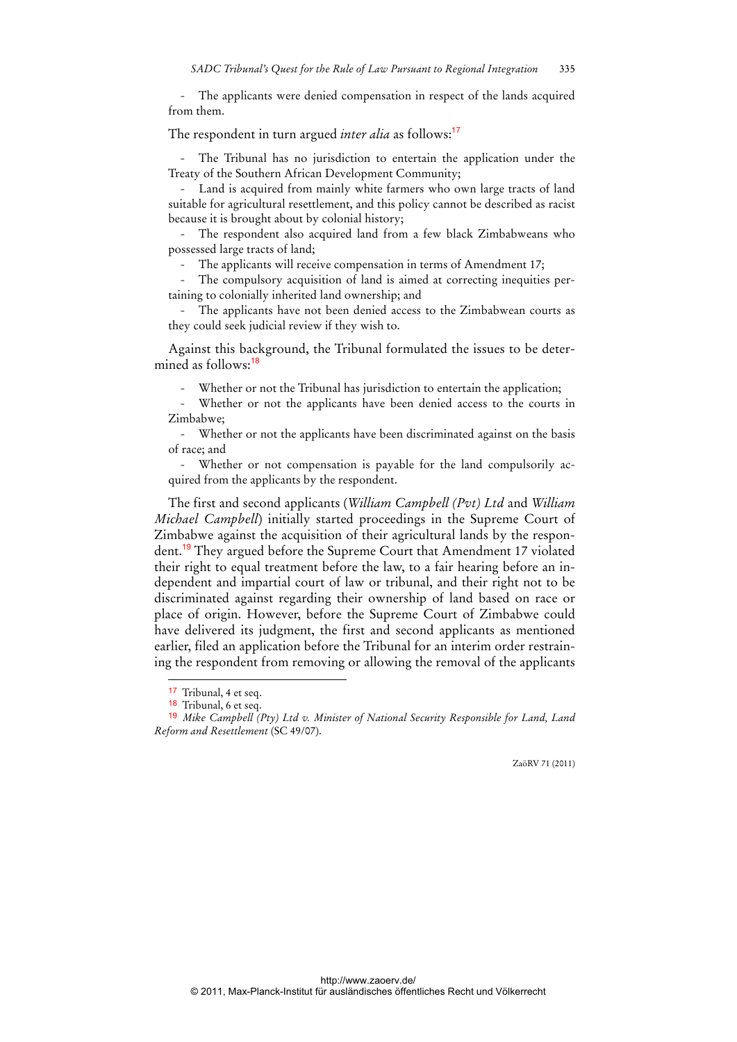- The applicants were denied compensation in respect of the lands acquired from them.

The respondent in turn argued *inter alia* as follows:[17]

- The Tribunal has no jurisdiction to entertain the application under the Treaty of the Southern African Development Community;
- Land is acquired from mainly white farmers who own large tracts of land suitable for agricultural resettlement, and this policy cannot be described as racist because it is brought about by colonial history;
- The respondent also acquired land from a few black Zimbabweans who possessed large tracts of land;
- The applicants will receive compensation in terms of Amendment 17;
- The compulsory acquisition of land is aimed at correcting inequities pertaining to colonially inherited land ownership; and
- The applicants have not been denied access to the Zimbabwean courts as they could seek judicial review if they wish to.

Against this background, the Tribunal formulated the issues to be determined as follows:[18]

- Whether or not the Tribunal has jurisdiction to entertain the application;
- Whether or not the applicants have been denied access to the courts in Zimbabwe;
- Whether or not the applicants have been discriminated against on the basis of race; and
- Whether or not compensation is payable for the land compulsorily acquired from the applicants by the respondent.

The first and second applicants (*William Campbell (Pvt) Ltd* and *William Michael Campbell*) initially started proceedings in the Supreme Court of Zimbabwe against the acquisition of their agricultural lands by the respondent.[19] They argued before the Supreme Court that Amendment 17 violated their right to equal treatment before the law, to a fair hearing before an independent and impartial court of law or tribunal, and their right not to be discriminated against regarding their ownership of land based on race or place of origin. However, before the Supreme Court of Zimbabwe could have delivered its judgment, the first and second applicants as mentioned earlier, filed an application before the Tribunal for an interim order restraining the respondent from removing or allowing the removal of the applicants

---

[17] Tribunal, 4 et seq.

[18] Tribunal, 6 et seq.

[19] *Mike Campbell (Pty) Ltd v. Minister of National Security Responsible for Land, Land Reform and Resettlement* (SC 49/07).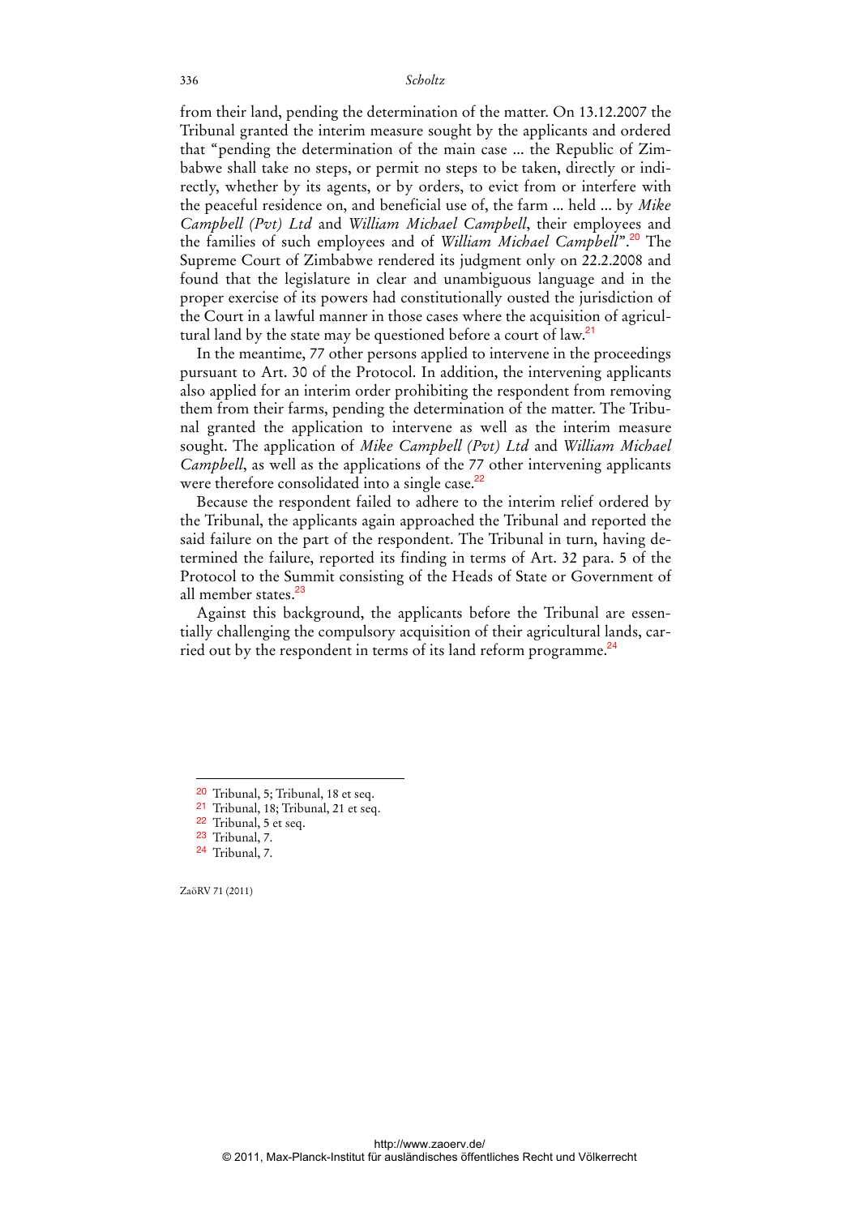from their land, pending the determination of the matter. On 13.12.2007 the Tribunal granted the interim measure sought by the applicants and ordered that "pending the determination of the main case ... the Republic of Zimbabwe shall take no steps, or permit no steps to be taken, directly or indirectly, whether by its agents, or by orders, to evict from or interfere with the peaceful residence on, and beneficial use of, the farm ... held ... by *Mike Campbell (Pvt) Ltd* and *William Michael Campbell*, their employees and the families of such employees and of *William Michael Campbell*".[20] The Supreme Court of Zimbabwe rendered its judgment only on 22.2.2008 and found that the legislature in clear and unambiguous language and in the proper exercise of its powers had constitutionally ousted the jurisdiction of the Court in a lawful manner in those cases where the acquisition of agricultural land by the state may be questioned before a court of law.[21]

In the meantime, 77 other persons applied to intervene in the proceedings pursuant to Art. 30 of the Protocol. In addition, the intervening applicants also applied for an interim order prohibiting the respondent from removing them from their farms, pending the determination of the matter. The Tribunal granted the application to intervene as well as the interim measure sought. The application of *Mike Campbell (Pvt) Ltd* and *William Michael Campbell*, as well as the applications of the 77 other intervening applicants were therefore consolidated into a single case.[22]

Because the respondent failed to adhere to the interim relief ordered by the Tribunal, the applicants again approached the Tribunal and reported the said failure on the part of the respondent. The Tribunal in turn, having determined the failure, reported its finding in terms of Art. 32 para. 5 of the Protocol to the Summit consisting of the Heads of State or Government of all member states.[23]

Against this background, the applicants before the Tribunal are essentially challenging the compulsory acquisition of their agricultural lands, carried out by the respondent in terms of its land reform programme.[24]

---

[20] Tribunal, 5; Tribunal, 18 et seq.

[21] Tribunal, 18; Tribunal, 21 et seq.

[22] Tribunal, 5 et seq.

[23] Tribunal, 7.

[24] Tribunal, 7.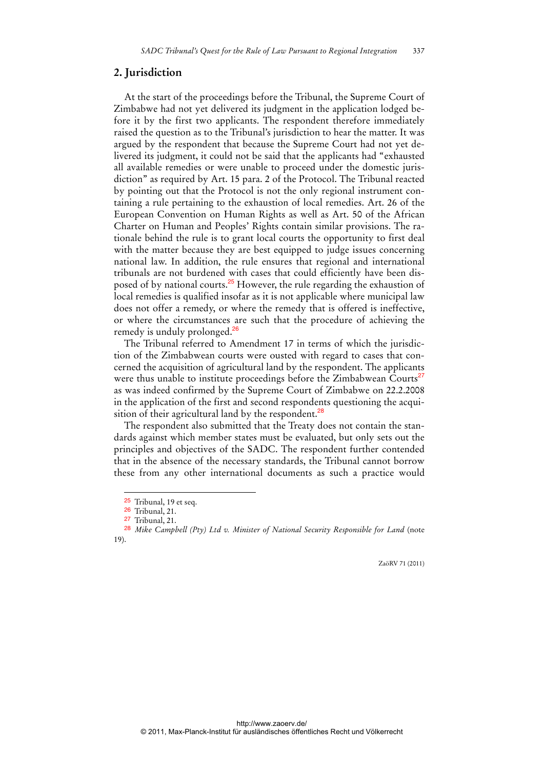## 2. Jurisdiction

At the start of the proceedings before the Tribunal, the Supreme Court of Zimbabwe had not yet delivered its judgment in the application lodged before it by the first two applicants. The respondent therefore immediately raised the question as to the Tribunal's jurisdiction to hear the matter. It was argued by the respondent that because the Supreme Court had not yet delivered its judgment, it could not be said that the applicants had "exhausted all available remedies or were unable to proceed under the domestic jurisdiction" as required by Art. 15 para. 2 of the Protocol. The Tribunal reacted by pointing out that the Protocol is not the only regional instrument containing a rule pertaining to the exhaustion of local remedies. Art. 26 of the European Convention on Human Rights as well as Art. 50 of the African Charter on Human and Peoples' Rights contain similar provisions. The rationale behind the rule is to grant local courts the opportunity to first deal with the matter because they are best equipped to judge issues concerning national law. In addition, the rule ensures that regional and international tribunals are not burdened with cases that could efficiently have been disposed of by national courts.[25] However, the rule regarding the exhaustion of local remedies is qualified insofar as it is not applicable where municipal law does not offer a remedy, or where the remedy that is offered is ineffective, or where the circumstances are such that the procedure of achieving the remedy is unduly prolonged.[26]

The Tribunal referred to Amendment 17 in terms of which the jurisdiction of the Zimbabwean courts were ousted with regard to cases that concerned the acquisition of agricultural land by the respondent. The applicants were thus unable to institute proceedings before the Zimbabwean Courts[27] as was indeed confirmed by the Supreme Court of Zimbabwe on 22.2.2008 in the application of the first and second respondents questioning the acquisition of their agricultural land by the respondent.[28]

The respondent also submitted that the Treaty does not contain the standards against which member states must be evaluated, but only sets out the principles and objectives of the SADC. The respondent further contended that in the absence of the necessary standards, the Tribunal cannot borrow these from any other international documents as such a practice would

---

[25] Tribunal, 19 et seq.

[26] Tribunal, 21.

[27] Tribunal, 21.

[28] *Mike Campbell (Pty) Ltd v. Minister of National Security Responsible for Land* (note 19).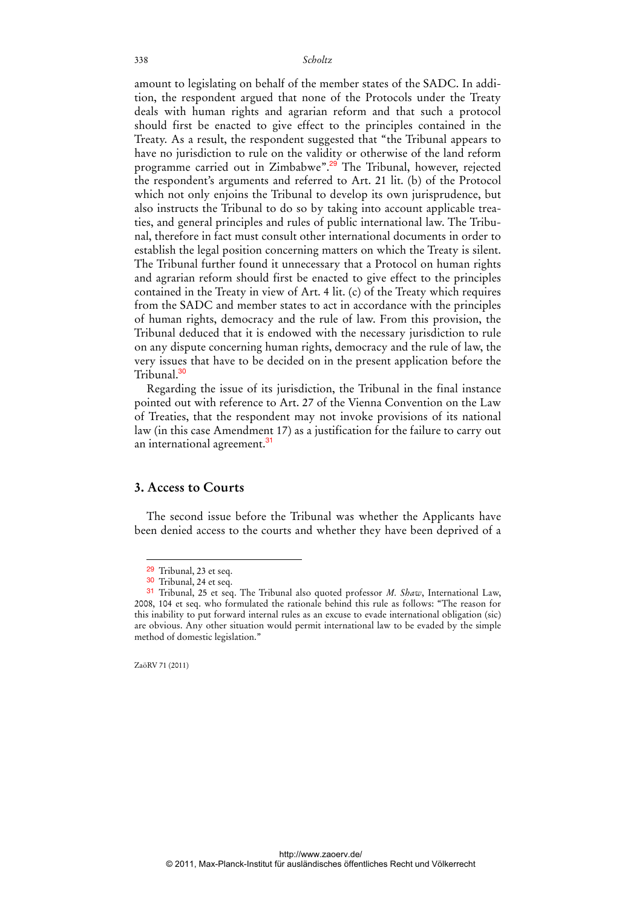amount to legislating on behalf of the member states of the SADC. In addition, the respondent argued that none of the Protocols under the Treaty deals with human rights and agrarian reform and that such a protocol should first be enacted to give effect to the principles contained in the Treaty. As a result, the respondent suggested that "the Tribunal appears to have no jurisdiction to rule on the validity or otherwise of the land reform programme carried out in Zimbabwe".[29] The Tribunal, however, rejected the respondent's arguments and referred to Art. 21 lit. (b) of the Protocol which not only enjoins the Tribunal to develop its own jurisprudence, but also instructs the Tribunal to do so by taking into account applicable treaties, and general principles and rules of public international law. The Tribunal, therefore in fact must consult other international documents in order to establish the legal position concerning matters on which the Treaty is silent. The Tribunal further found it unnecessary that a Protocol on human rights and agrarian reform should first be enacted to give effect to the principles contained in the Treaty in view of Art. 4 lit. (c) of the Treaty which requires from the SADC and member states to act in accordance with the principles of human rights, democracy and the rule of law. From this provision, the Tribunal deduced that it is endowed with the necessary jurisdiction to rule on any dispute concerning human rights, democracy and the rule of law, the very issues that have to be decided on in the present application before the Tribunal.[30]

Regarding the issue of its jurisdiction, the Tribunal in the final instance pointed out with reference to Art. 27 of the Vienna Convention on the Law of Treaties, that the respondent may not invoke provisions of its national law (in this case Amendment 17) as a justification for the failure to carry out an international agreement.[31]

## 3. Access to Courts

The second issue before the Tribunal was whether the Applicants have been denied access to the courts and whether they have been deprived of a

---

[29] Tribunal, 23 et seq.

[30] Tribunal, 24 et seq.

[31] Tribunal, 25 et seq. The Tribunal also quoted professor *M. Shaw*, International Law, 2008, 104 et seq. who formulated the rationale behind this rule as follows: "The reason for this inability to put forward internal rules as an excuse to evade international obligation (sic) are obvious. Any other situation would permit international law to be evaded by the simple method of domestic legislation."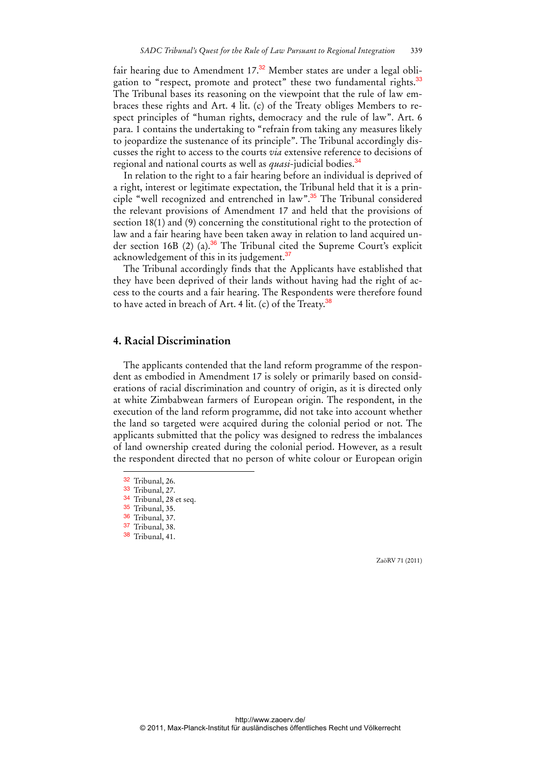fair hearing due to Amendment 17.[32] Member states are under a legal obligation to "respect, promote and protect" these two fundamental rights.[33] The Tribunal bases its reasoning on the viewpoint that the rule of law embraces these rights and Art. 4 lit. (c) of the Treaty obliges Members to respect principles of "human rights, democracy and the rule of law". Art. 6 para. 1 contains the undertaking to "refrain from taking any measures likely to jeopardize the sustenance of its principle". The Tribunal accordingly discusses the right to access to the courts *via* extensive reference to decisions of regional and national courts as well as *quasi*-judicial bodies.[34]

In relation to the right to a fair hearing before an individual is deprived of a right, interest or legitimate expectation, the Tribunal held that it is a principle "well recognized and entrenched in law".[35] The Tribunal considered the relevant provisions of Amendment 17 and held that the provisions of section 18(1) and (9) concerning the constitutional right to the protection of law and a fair hearing have been taken away in relation to land acquired under section 16B (2) (a).[36] The Tribunal cited the Supreme Court's explicit acknowledgement of this in its judgement.[37]

The Tribunal accordingly finds that the Applicants have established that they have been deprived of their lands without having had the right of access to the courts and a fair hearing. The Respondents were therefore found to have acted in breach of Art. 4 lit. (c) of the Treaty.[38]

## 4. Racial Discrimination

The applicants contended that the land reform programme of the respondent as embodied in Amendment 17 is solely or primarily based on considerations of racial discrimination and country of origin, as it is directed only at white Zimbabwean farmers of European origin. The respondent, in the execution of the land reform programme, did not take into account whether the land so targeted were acquired during the colonial period or not. The applicants submitted that the policy was designed to redress the imbalances of land ownership created during the colonial period. However, as a result the respondent directed that no person of white colour or European origin

---

[32] Tribunal, 26.

[33] Tribunal, 27.

[34] Tribunal, 28 et seq.

[35] Tribunal, 35.

[36] Tribunal, 37.

[37] Tribunal, 38.

[38] Tribunal, 41.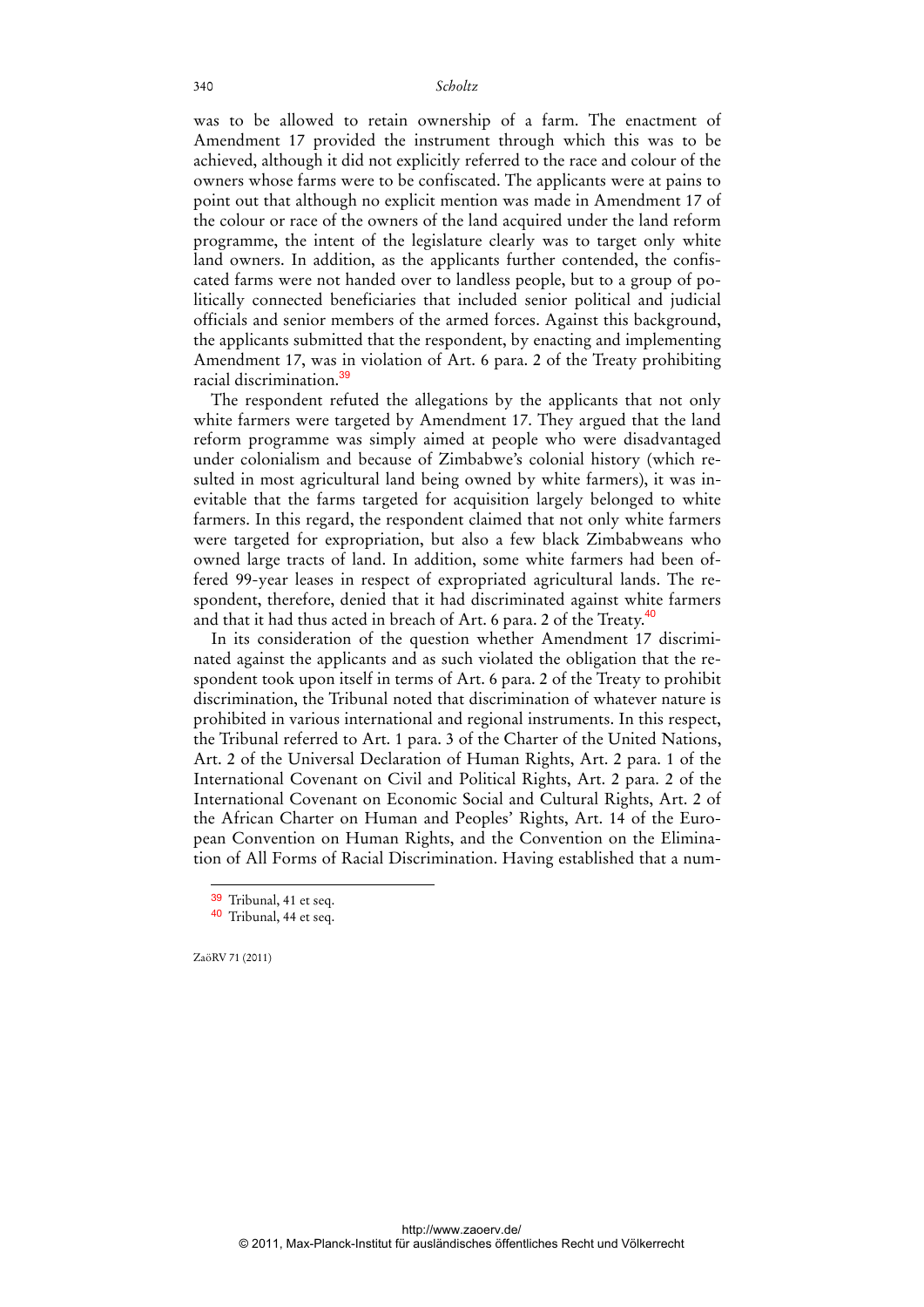was to be allowed to retain ownership of a farm. The enactment of Amendment 17 provided the instrument through which this was to be achieved, although it did not explicitly referred to the race and colour of the owners whose farms were to be confiscated. The applicants were at pains to point out that although no explicit mention was made in Amendment 17 of the colour or race of the owners of the land acquired under the land reform programme, the intent of the legislature clearly was to target only white land owners. In addition, as the applicants further contended, the confiscated farms were not handed over to landless people, but to a group of politically connected beneficiaries that included senior political and judicial officials and senior members of the armed forces. Against this background, the applicants submitted that the respondent, by enacting and implementing Amendment 17, was in violation of Art. 6 para. 2 of the Treaty prohibiting racial discrimination.[39]

The respondent refuted the allegations by the applicants that not only white farmers were targeted by Amendment 17. They argued that the land reform programme was simply aimed at people who were disadvantaged under colonialism and because of Zimbabwe's colonial history (which resulted in most agricultural land being owned by white farmers), it was inevitable that the farms targeted for acquisition largely belonged to white farmers. In this regard, the respondent claimed that not only white farmers were targeted for expropriation, but also a few black Zimbabweans who owned large tracts of land. In addition, some white farmers had been offered 99-year leases in respect of expropriated agricultural lands. The respondent, therefore, denied that it had discriminated against white farmers and that it had thus acted in breach of Art. 6 para. 2 of the Treaty.[40]

In its consideration of the question whether Amendment 17 discriminated against the applicants and as such violated the obligation that the respondent took upon itself in terms of Art. 6 para. 2 of the Treaty to prohibit discrimination, the Tribunal noted that discrimination of whatever nature is prohibited in various international and regional instruments. In this respect, the Tribunal referred to Art. 1 para. 3 of the Charter of the United Nations, Art. 2 of the Universal Declaration of Human Rights, Art. 2 para. 1 of the International Covenant on Civil and Political Rights, Art. 2 para. 2 of the International Covenant on Economic Social and Cultural Rights, Art. 2 of the African Charter on Human and Peoples' Rights, Art. 14 of the European Convention on Human Rights, and the Convention on the Elimination of All Forms of Racial Discrimination. Having established that a num-

[39] Tribunal, 41 et seq.

[40] Tribunal, 44 et seq.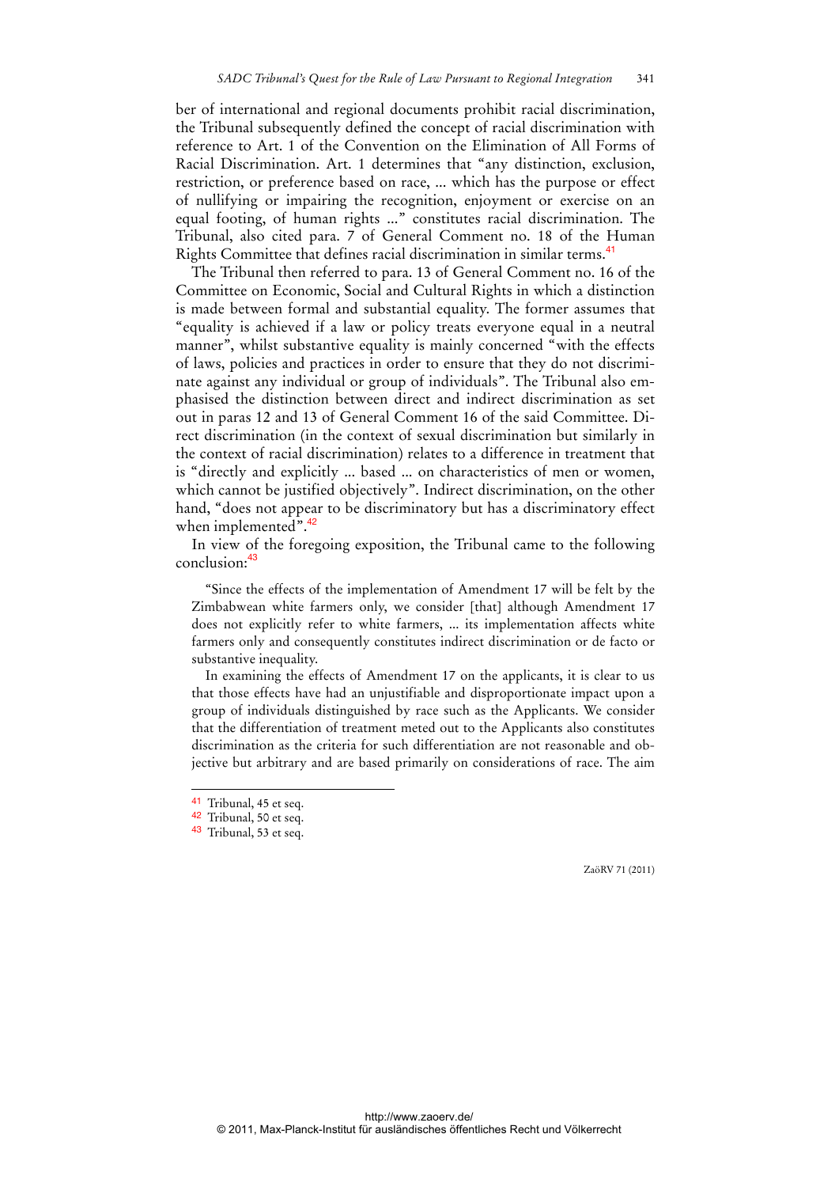ber of international and regional documents prohibit racial discrimination, the Tribunal subsequently defined the concept of racial discrimination with reference to Art. 1 of the Convention on the Elimination of All Forms of Racial Discrimination. Art. 1 determines that "any distinction, exclusion, restriction, or preference based on race, ... which has the purpose or effect of nullifying or impairing the recognition, enjoyment or exercise on an equal footing, of human rights ..." constitutes racial discrimination. The Tribunal, also cited para. 7 of General Comment no. 18 of the Human Rights Committee that defines racial discrimination in similar terms.[41]

The Tribunal then referred to para. 13 of General Comment no. 16 of the Committee on Economic, Social and Cultural Rights in which a distinction is made between formal and substantial equality. The former assumes that "equality is achieved if a law or policy treats everyone equal in a neutral manner", whilst substantive equality is mainly concerned "with the effects of laws, policies and practices in order to ensure that they do not discriminate against any individual or group of individuals". The Tribunal also emphasised the distinction between direct and indirect discrimination as set out in paras 12 and 13 of General Comment 16 of the said Committee. Direct discrimination (in the context of sexual discrimination but similarly in the context of racial discrimination) relates to a difference in treatment that is "directly and explicitly ... based ... on characteristics of men or women, which cannot be justified objectively". Indirect discrimination, on the other hand, "does not appear to be discriminatory but has a discriminatory effect when implemented".[42]

In view of the foregoing exposition, the Tribunal came to the following conclusion:[43]

> "Since the effects of the implementation of Amendment 17 will be felt by the Zimbabwean white farmers only, we consider [that] although Amendment 17 does not explicitly refer to white farmers, ... its implementation affects white farmers only and consequently constitutes indirect discrimination or de facto or substantive inequality.
>
> In examining the effects of Amendment 17 on the applicants, it is clear to us that those effects have had an unjustifiable and disproportionate impact upon a group of individuals distinguished by race such as the Applicants. We consider that the differentiation of treatment meted out to the Applicants also constitutes discrimination as the criteria for such differentiation are not reasonable and objective but arbitrary and are based primarily on considerations of race. The aim

---

[41] Tribunal, 45 et seq.

[42] Tribunal, 50 et seq.

[43] Tribunal, 53 et seq.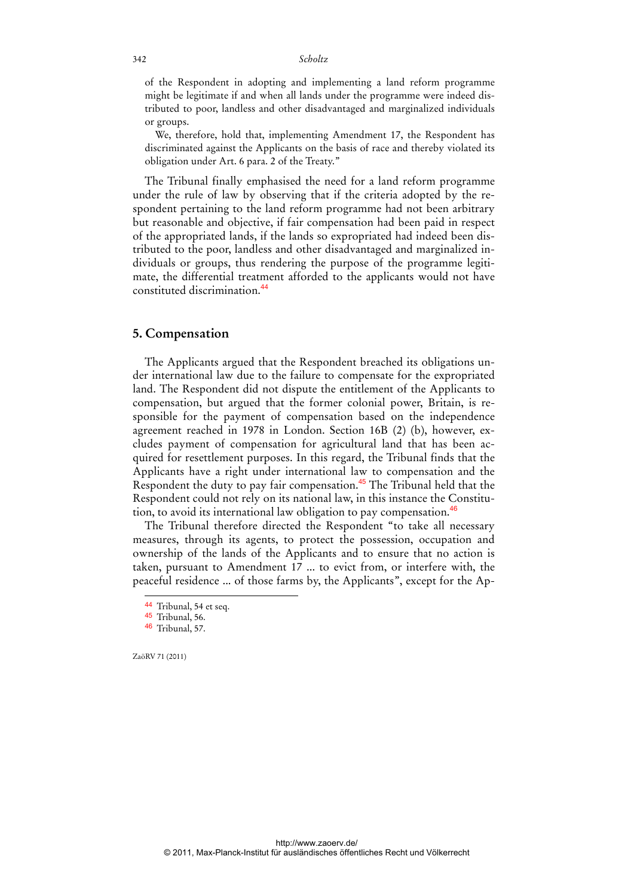of the Respondent in adopting and implementing a land reform programme might be legitimate if and when all lands under the programme were indeed distributed to poor, landless and other disadvantaged and marginalized individuals or groups.

We, therefore, hold that, implementing Amendment 17, the Respondent has discriminated against the Applicants on the basis of race and thereby violated its obligation under Art. 6 para. 2 of the Treaty."

The Tribunal finally emphasised the need for a land reform programme under the rule of law by observing that if the criteria adopted by the respondent pertaining to the land reform programme had not been arbitrary but reasonable and objective, if fair compensation had been paid in respect of the appropriated lands, if the lands so expropriated had indeed been distributed to the poor, landless and other disadvantaged and marginalized individuals or groups, thus rendering the purpose of the programme legitimate, the differential treatment afforded to the applicants would not have constituted discrimination.[44]

## 5. Compensation

The Applicants argued that the Respondent breached its obligations under international law due to the failure to compensate for the expropriated land. The Respondent did not dispute the entitlement of the Applicants to compensation, but argued that the former colonial power, Britain, is responsible for the payment of compensation based on the independence agreement reached in 1978 in London. Section 16B (2) (b), however, excludes payment of compensation for agricultural land that has been acquired for resettlement purposes. In this regard, the Tribunal finds that the Applicants have a right under international law to compensation and the Respondent the duty to pay fair compensation.[45] The Tribunal held that the Respondent could not rely on its national law, in this instance the Constitution, to avoid its international law obligation to pay compensation.[46]

The Tribunal therefore directed the Respondent "to take all necessary measures, through its agents, to protect the possession, occupation and ownership of the lands of the Applicants and to ensure that no action is taken, pursuant to Amendment 17 ... to evict from, or interfere with, the peaceful residence ... of those farms by, the Applicants", except for the Ap-

[44] Tribunal, 54 et seq.

[45] Tribunal, 56.

[46] Tribunal, 57.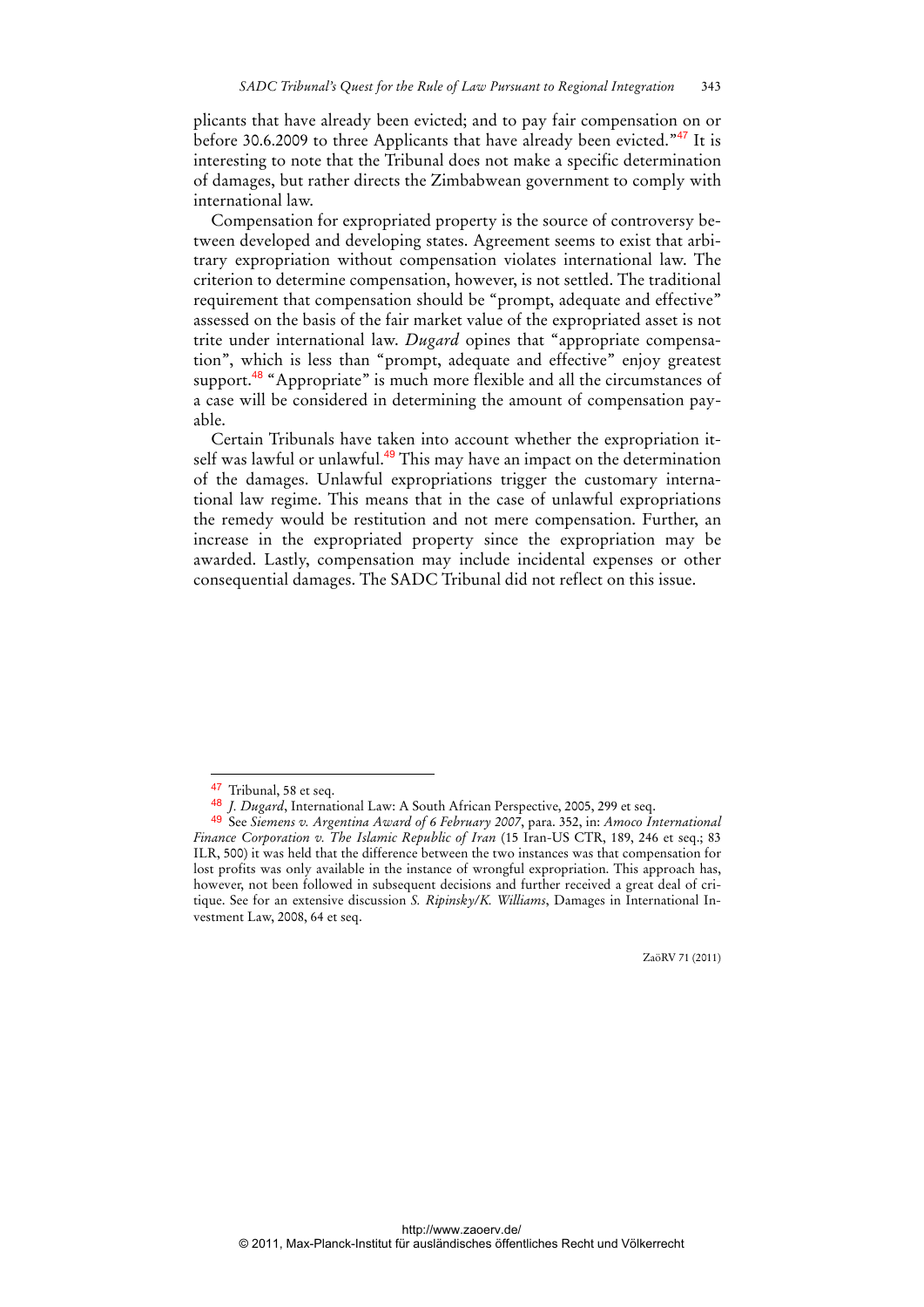plicants that have already been evicted; and to pay fair compensation on or before 30.6.2009 to three Applicants that have already been evicted."[47] It is interesting to note that the Tribunal does not make a specific determination of damages, but rather directs the Zimbabwean government to comply with international law.

Compensation for expropriated property is the source of controversy between developed and developing states. Agreement seems to exist that arbitrary expropriation without compensation violates international law. The criterion to determine compensation, however, is not settled. The traditional requirement that compensation should be "prompt, adequate and effective" assessed on the basis of the fair market value of the expropriated asset is not trite under international law. *Dugard* opines that "appropriate compensation", which is less than "prompt, adequate and effective" enjoy greatest support.[48] "Appropriate" is much more flexible and all the circumstances of a case will be considered in determining the amount of compensation payable.

Certain Tribunals have taken into account whether the expropriation itself was lawful or unlawful.[49] This may have an impact on the determination of the damages. Unlawful expropriations trigger the customary international law regime. This means that in the case of unlawful expropriations the remedy would be restitution and not mere compensation. Further, an increase in the expropriated property since the expropriation may be awarded. Lastly, compensation may include incidental expenses or other consequential damages. The SADC Tribunal did not reflect on this issue.

---

[47] Tribunal, 58 et seq.

[48] *J. Dugard*, International Law: A South African Perspective, 2005, 299 et seq.

[49] See *Siemens v. Argentina Award of 6 February 2007*, para. 352, in: *Amoco International Finance Corporation v. The Islamic Republic of Iran* (15 Iran-US CTR, 189, 246 et seq.; 83 ILR, 500) it was held that the difference between the two instances was that compensation for lost profits was only available in the instance of wrongful expropriation. This approach has, however, not been followed in subsequent decisions and further received a great deal of critique. See for an extensive discussion *S. Ripinsky/K. Williams*, Damages in International Investment Law, 2008, 64 et seq.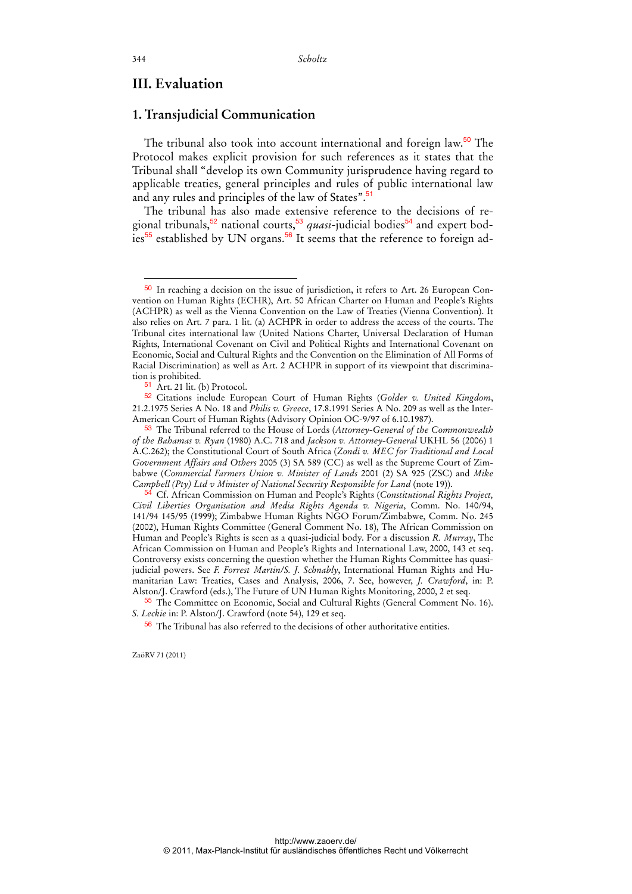## III. Evaluation

### 1. Transjudicial Communication

The tribunal also took into account international and foreign law.[50] The Protocol makes explicit provision for such references as it states that the Tribunal shall "develop its own Community jurisprudence having regard to applicable treaties, general principles and rules of public international law and any rules and principles of the law of States".[51]

The tribunal has also made extensive reference to the decisions of regional tribunals,[52] national courts,[53] *quasi*-judicial bodies[54] and expert bodies[55] established by UN organs.[56] It seems that the reference to foreign ad-

---

[50] In reaching a decision on the issue of jurisdiction, it refers to Art. 26 European Convention on Human Rights (ECHR), Art. 50 African Charter on Human and People's Rights (ACHPR) as well as the Vienna Convention on the Law of Treaties (Vienna Convention). It also relies on Art. 7 para. 1 lit. (a) ACHPR in order to address the access of the courts. The Tribunal cites international law (United Nations Charter, Universal Declaration of Human Rights, International Covenant on Civil and Political Rights and International Covenant on Economic, Social and Cultural Rights and the Convention on the Elimination of All Forms of Racial Discrimination) as well as Art. 2 ACHPR in support of its viewpoint that discrimination is prohibited.

[51] Art. 21 lit. (b) Protocol.

[52] Citations include European Court of Human Rights (*Golder v. United Kingdom*, 21.2.1975 Series A No. 18 and *Philis v. Greece*, 17.8.1991 Series A No. 209 as well as the Inter-American Court of Human Rights (Advisory Opinion OC-9/97 of 6.10.1987).

[53] The Tribunal referred to the House of Lords (*Attorney-General of the Commonwealth of the Bahamas v. Ryan* (1980) A.C. 718 and *Jackson v. Attorney-General* UKHL 56 (2006) 1 A.C.262); the Constitutional Court of South Africa (*Zondi v. MEC for Traditional and Local Government Affairs and Others* 2005 (3) SA 589 (CC) as well as the Supreme Court of Zimbabwe (*Commercial Farmers Union v. Minister of Lands* 2001 (2) SA 925 (ZSC) and *Mike Campbell (Pty) Ltd v Minister of National Security Responsible for Land* (note 19)).

[54] Cf. African Commission on Human and People's Rights (*Constitutional Rights Project, Civil Liberties Organisation and Media Rights Agenda v. Nigeria*, Comm. No. 140/94, 141/94 145/95 (1999); Zimbabwe Human Rights NGO Forum/Zimbabwe, Comm. No. 245 (2002), Human Rights Committee (General Comment No. 18), The African Commission on Human and People's Rights is seen as a quasi-judicial body. For a discussion *R. Murray*, The African Commission on Human and People's Rights and International Law, 2000, 143 et seq. Controversy exists concerning the question whether the Human Rights Committee has quasi-judicial powers. See *F. Forrest Martin/S. J. Schnably*, International Human Rights and Humanitarian Law: Treaties, Cases and Analysis, 2006, 7. See, however, *J. Crawford*, in: P. Alston/J. Crawford (eds.), The Future of UN Human Rights Monitoring, 2000, 2 et seq.

[55] The Committee on Economic, Social and Cultural Rights (General Comment No. 16). *S. Leckie* in: P. Alston/J. Crawford (note 54), 129 et seq.

[56] The Tribunal has also referred to the decisions of other authoritative entities.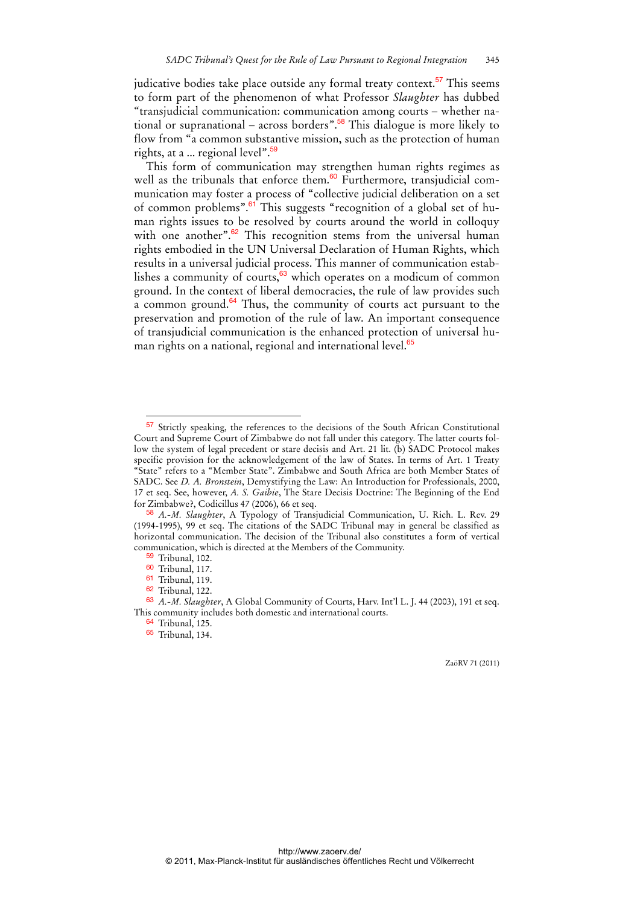judicative bodies take place outside any formal treaty context.[57] This seems to form part of the phenomenon of what Professor *Slaughter* has dubbed "transjudicial communication: communication among courts – whether national or supranational – across borders".[58] This dialogue is more likely to flow from "a common substantive mission, such as the protection of human rights, at a ... regional level".[59]

This form of communication may strengthen human rights regimes as well as the tribunals that enforce them.[60] Furthermore, transjudicial communication may foster a process of "collective judicial deliberation on a set of common problems".[61] This suggests "recognition of a global set of human rights issues to be resolved by courts around the world in colloquy with one another".[62] This recognition stems from the universal human rights embodied in the UN Universal Declaration of Human Rights, which results in a universal judicial process. This manner of communication establishes a community of courts,[63] which operates on a modicum of common ground. In the context of liberal democracies, the rule of law provides such a common ground.[64] Thus, the community of courts act pursuant to the preservation and promotion of the rule of law. An important consequence of transjudicial communication is the enhanced protection of universal human rights on a national, regional and international level.[65]

---

[57] Strictly speaking, the references to the decisions of the South African Constitutional Court and Supreme Court of Zimbabwe do not fall under this category. The latter courts follow the system of legal precedent or stare decisis and Art. 21 lit. (b) SADC Protocol makes specific provision for the acknowledgement of the law of States. In terms of Art. 1 Treaty "State" refers to a "Member State". Zimbabwe and South Africa are both Member States of SADC. See *D. A. Bronstein*, Demystifying the Law: An Introduction for Professionals, 2000, 17 et seq. See, however, *A. S. Gaibie*, The Stare Decisis Doctrine: The Beginning of the End for Zimbabwe?, Codicillus 47 (2006), 66 et seq.

[58] *A.-M. Slaughter*, A Typology of Transjudicial Communication, U. Rich. L. Rev. 29 (1994-1995), 99 et seq. The citations of the SADC Tribunal may in general be classified as horizontal communication. The decision of the Tribunal also constitutes a form of vertical communication, which is directed at the Members of the Community.

[59] Tribunal, 102.

[60] Tribunal, 117.

[61] Tribunal, 119.

[62] Tribunal, 122.

[63] *A.-M. Slaughter*, A Global Community of Courts, Harv. Int'l L. J. 44 (2003), 191 et seq. This community includes both domestic and international courts.

[64] Tribunal, 125.

[65] Tribunal, 134.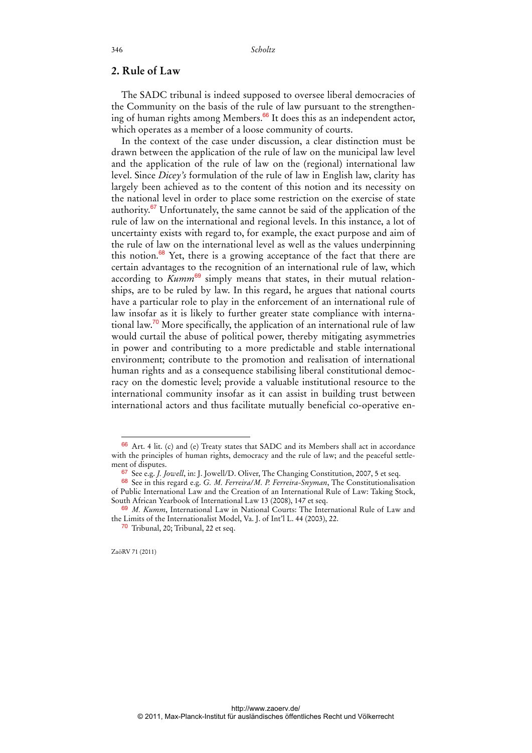## 2. Rule of Law

The SADC tribunal is indeed supposed to oversee liberal democracies of the Community on the basis of the rule of law pursuant to the strengthening of human rights among Members.[66] It does this as an independent actor, which operates as a member of a loose community of courts.

In the context of the case under discussion, a clear distinction must be drawn between the application of the rule of law on the municipal law level and the application of the rule of law on the (regional) international law level. Since *Dicey's* formulation of the rule of law in English law, clarity has largely been achieved as to the content of this notion and its necessity on the national level in order to place some restriction on the exercise of state authority.[67] Unfortunately, the same cannot be said of the application of the rule of law on the international and regional levels. In this instance, a lot of uncertainty exists with regard to, for example, the exact purpose and aim of the rule of law on the international level as well as the values underpinning this notion.[68] Yet, there is a growing acceptance of the fact that there are certain advantages to the recognition of an international rule of law, which according to *Kumm*[69] simply means that states, in their mutual relationships, are to be ruled by law. In this regard, he argues that national courts have a particular role to play in the enforcement of an international rule of law insofar as it is likely to further greater state compliance with international law.[70] More specifically, the application of an international rule of law would curtail the abuse of political power, thereby mitigating asymmetries in power and contributing to a more predictable and stable international environment; contribute to the promotion and realisation of international human rights and as a consequence stabilising liberal constitutional democracy on the domestic level; provide a valuable institutional resource to the international community insofar as it can assist in building trust between international actors and thus facilitate mutually beneficial co-operative en-

---

[66] Art. 4 lit. (c) and (e) Treaty states that SADC and its Members shall act in accordance with the principles of human rights, democracy and the rule of law; and the peaceful settlement of disputes.

[67] See e.g. *J. Jowell*, in: J. Jowell/D. Oliver, The Changing Constitution, 2007, 5 et seq.

[68] See in this regard e.g. *G. M. Ferreira/M. P. Ferreira-Snyman*, The Constitutionalisation of Public International Law and the Creation of an International Rule of Law: Taking Stock, South African Yearbook of International Law 13 (2008), 147 et seq.

[69] *M. Kumm*, International Law in National Courts: The International Rule of Law and the Limits of the Internationalist Model, Va. J. of Int'l L. 44 (2003), 22.

[70] Tribunal, 20; Tribunal, 22 et seq.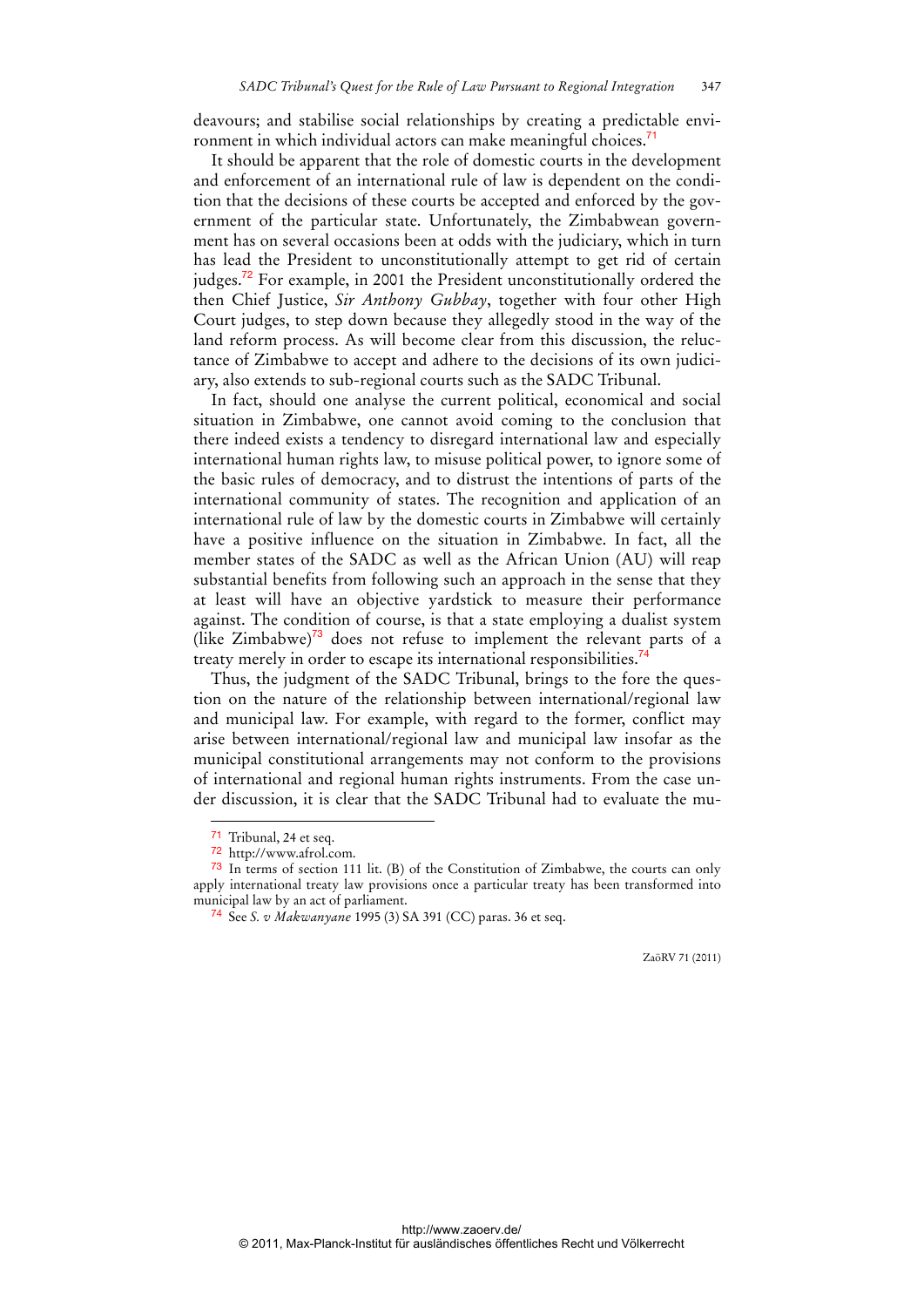deavours; and stabilise social relationships by creating a predictable environment in which individual actors can make meaningful choices.[71]

It should be apparent that the role of domestic courts in the development and enforcement of an international rule of law is dependent on the condition that the decisions of these courts be accepted and enforced by the government of the particular state. Unfortunately, the Zimbabwean government has on several occasions been at odds with the judiciary, which in turn has lead the President to unconstitutionally attempt to get rid of certain judges.[72] For example, in 2001 the President unconstitutionally ordered the then Chief Justice, *Sir Anthony Gubbay*, together with four other High Court judges, to step down because they allegedly stood in the way of the land reform process. As will become clear from this discussion, the reluctance of Zimbabwe to accept and adhere to the decisions of its own judiciary, also extends to sub-regional courts such as the SADC Tribunal.

In fact, should one analyse the current political, economical and social situation in Zimbabwe, one cannot avoid coming to the conclusion that there indeed exists a tendency to disregard international law and especially international human rights law, to misuse political power, to ignore some of the basic rules of democracy, and to distrust the intentions of parts of the international community of states. The recognition and application of an international rule of law by the domestic courts in Zimbabwe will certainly have a positive influence on the situation in Zimbabwe. In fact, all the member states of the SADC as well as the African Union (AU) will reap substantial benefits from following such an approach in the sense that they at least will have an objective yardstick to measure their performance against. The condition of course, is that a state employing a dualist system (like Zimbabwe)[73] does not refuse to implement the relevant parts of a treaty merely in order to escape its international responsibilities.[74]

Thus, the judgment of the SADC Tribunal, brings to the fore the question on the nature of the relationship between international/regional law and municipal law. For example, with regard to the former, conflict may arise between international/regional law and municipal law insofar as the municipal constitutional arrangements may not conform to the provisions of international and regional human rights instruments. From the case under discussion, it is clear that the SADC Tribunal had to evaluate the mu-

---

[71] Tribunal, 24 et seq.

[72] http://www.afrol.com.

[73] In terms of section 111 lit. (B) of the Constitution of Zimbabwe, the courts can only apply international treaty law provisions once a particular treaty has been transformed into municipal law by an act of parliament.

[74] See *S. v Makwanyane* 1995 (3) SA 391 (CC) paras. 36 et seq.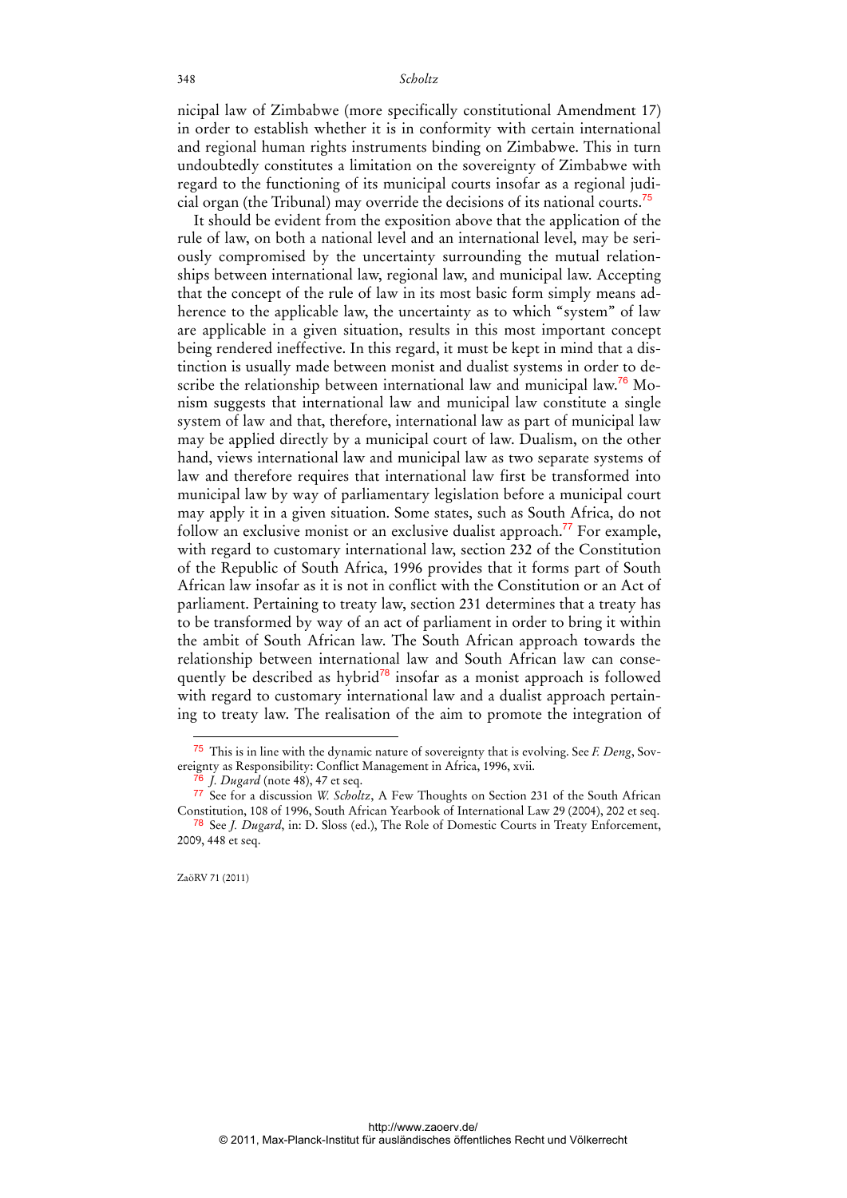nicipal law of Zimbabwe (more specifically constitutional Amendment 17) in order to establish whether it is in conformity with certain international and regional human rights instruments binding on Zimbabwe. This in turn undoubtedly constitutes a limitation on the sovereignty of Zimbabwe with regard to the functioning of its municipal courts insofar as a regional judicial organ (the Tribunal) may override the decisions of its national courts.[75]

It should be evident from the exposition above that the application of the rule of law, on both a national level and an international level, may be seriously compromised by the uncertainty surrounding the mutual relationships between international law, regional law, and municipal law. Accepting that the concept of the rule of law in its most basic form simply means adherence to the applicable law, the uncertainty as to which "system" of law are applicable in a given situation, results in this most important concept being rendered ineffective. In this regard, it must be kept in mind that a distinction is usually made between monist and dualist systems in order to describe the relationship between international law and municipal law.[76] Monism suggests that international law and municipal law constitute a single system of law and that, therefore, international law as part of municipal law may be applied directly by a municipal court of law. Dualism, on the other hand, views international law and municipal law as two separate systems of law and therefore requires that international law first be transformed into municipal law by way of parliamentary legislation before a municipal court may apply it in a given situation. Some states, such as South Africa, do not follow an exclusive monist or an exclusive dualist approach.[77] For example, with regard to customary international law, section 232 of the Constitution of the Republic of South Africa, 1996 provides that it forms part of South African law insofar as it is not in conflict with the Constitution or an Act of parliament. Pertaining to treaty law, section 231 determines that a treaty has to be transformed by way of an act of parliament in order to bring it within the ambit of South African law. The South African approach towards the relationship between international law and South African law can consequently be described as hybrid[78] insofar as a monist approach is followed with regard to customary international law and a dualist approach pertaining to treaty law. The realisation of the aim to promote the integration of

---

[75] This is in line with the dynamic nature of sovereignty that is evolving. See *F. Deng*, Sovereignty as Responsibility: Conflict Management in Africa, 1996, xvii.

[76] *J. Dugard* (note 48), 47 et seq.

[77] See for a discussion *W. Scholtz*, A Few Thoughts on Section 231 of the South African Constitution, 108 of 1996, South African Yearbook of International Law 29 (2004), 202 et seq.

[78] See *J. Dugard*, in: D. Sloss (ed.), The Role of Domestic Courts in Treaty Enforcement, 2009, 448 et seq.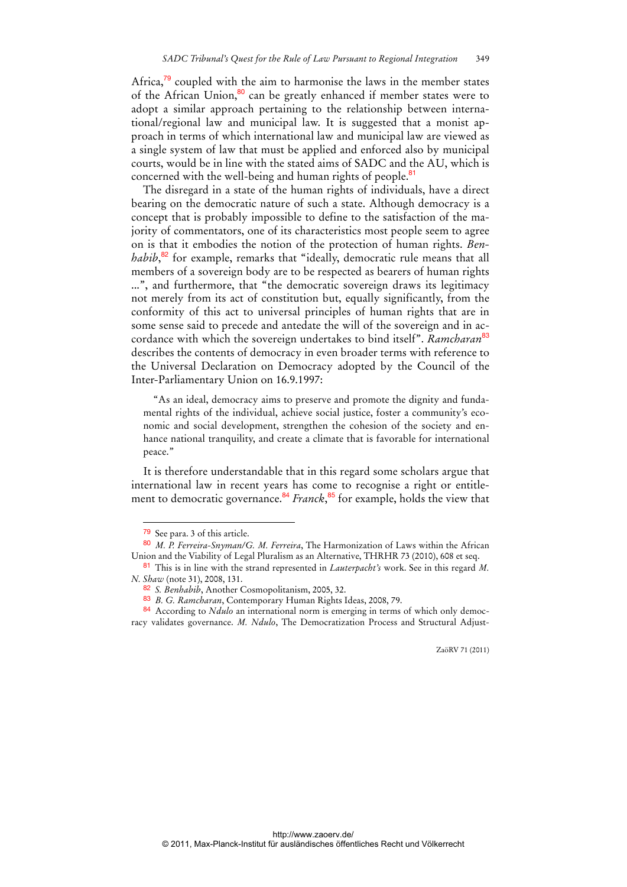Africa,[79] coupled with the aim to harmonise the laws in the member states of the African Union,[80] can be greatly enhanced if member states were to adopt a similar approach pertaining to the relationship between international/regional law and municipal law. It is suggested that a monist approach in terms of which international law and municipal law are viewed as a single system of law that must be applied and enforced also by municipal courts, would be in line with the stated aims of SADC and the AU, which is concerned with the well-being and human rights of people.[81]

The disregard in a state of the human rights of individuals, have a direct bearing on the democratic nature of such a state. Although democracy is a concept that is probably impossible to define to the satisfaction of the majority of commentators, one of its characteristics most people seem to agree on is that it embodies the notion of the protection of human rights. *Benhabib*,[82] for example, remarks that "ideally, democratic rule means that all members of a sovereign body are to be respected as bearers of human rights ...", and furthermore, that "the democratic sovereign draws its legitimacy not merely from its act of constitution but, equally significantly, from the conformity of this act to universal principles of human rights that are in some sense said to precede and antedate the will of the sovereign and in accordance with which the sovereign undertakes to bind itself". *Ramcharan*[83] describes the contents of democracy in even broader terms with reference to the Universal Declaration on Democracy adopted by the Council of the Inter-Parliamentary Union on 16.9.1997:

> "As an ideal, democracy aims to preserve and promote the dignity and fundamental rights of the individual, achieve social justice, foster a community's economic and social development, strengthen the cohesion of the society and enhance national tranquility, and create a climate that is favorable for international peace."

It is therefore understandable that in this regard some scholars argue that international law in recent years has come to recognise a right or entitlement to democratic governance.[84] *Franck*,[85] for example, holds the view that

---

[79] See para. 3 of this article.

[80] *M. P. Ferreira-Snyman/G. M. Ferreira*, The Harmonization of Laws within the African Union and the Viability of Legal Pluralism as an Alternative, THRHR 73 (2010), 608 et seq.

[81] This is in line with the strand represented in *Lauterpacht's* work. See in this regard *M. N. Shaw* (note 31), 2008, 131.

[82] *S. Benhabib*, Another Cosmopolitanism, 2005, 32.

[83] *B. G. Ramcharan*, Contemporary Human Rights Ideas, 2008, 79.

[84] According to *Ndulo* an international norm is emerging in terms of which only democracy validates governance. *M. Ndulo*, The Democratization Process and Structural Adjust-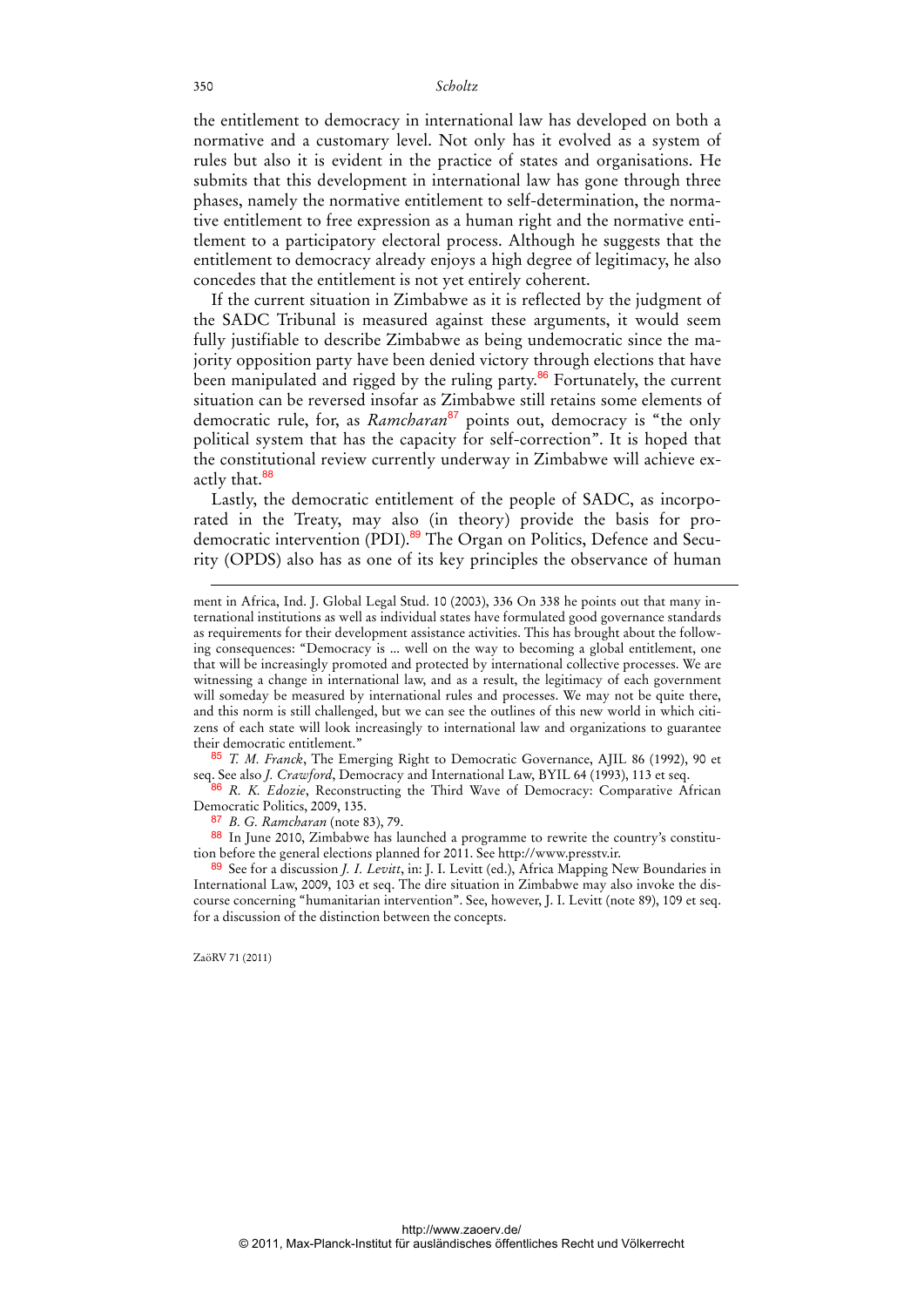the entitlement to democracy in international law has developed on both a normative and a customary level. Not only has it evolved as a system of rules but also it is evident in the practice of states and organisations. He submits that this development in international law has gone through three phases, namely the normative entitlement to self-determination, the normative entitlement to free expression as a human right and the normative entitlement to a participatory electoral process. Although he suggests that the entitlement to democracy already enjoys a high degree of legitimacy, he also concedes that the entitlement is not yet entirely coherent.

If the current situation in Zimbabwe as it is reflected by the judgment of the SADC Tribunal is measured against these arguments, it would seem fully justifiable to describe Zimbabwe as being undemocratic since the majority opposition party have been denied victory through elections that have been manipulated and rigged by the ruling party.[86] Fortunately, the current situation can be reversed insofar as Zimbabwe still retains some elements of democratic rule, for, as *Ramcharan*[87] points out, democracy is "the only political system that has the capacity for self-correction". It is hoped that the constitutional review currently underway in Zimbabwe will achieve exactly that.[88]

Lastly, the democratic entitlement of the people of SADC, as incorporated in the Treaty, may also (in theory) provide the basis for pro-democratic intervention (PDI).[89] The Organ on Politics, Defence and Security (OPDS) also has as one of its key principles the observance of human

---

ment in Africa, Ind. J. Global Legal Stud. 10 (2003), 336 On 338 he points out that many international institutions as well as individual states have formulated good governance standards as requirements for their development assistance activities. This has brought about the following consequences: "Democracy is ... well on the way to becoming a global entitlement, one that will be increasingly promoted and protected by international collective processes. We are witnessing a change in international law, and as a result, the legitimacy of each government will someday be measured by international rules and processes. We may not be quite there, and this norm is still challenged, but we can see the outlines of this new world in which citizens of each state will look increasingly to international law and organizations to guarantee their democratic entitlement."

[85] *T. M. Franck*, The Emerging Right to Democratic Governance, AJIL 86 (1992), 90 et seq. See also *J. Crawford*, Democracy and International Law, BYIL 64 (1993), 113 et seq.

[86] *R. K. Edozie*, Reconstructing the Third Wave of Democracy: Comparative African Democratic Politics, 2009, 135.

[87] *B. G. Ramcharan* (note 83), 79.

[88] In June 2010, Zimbabwe has launched a programme to rewrite the country's constitution before the general elections planned for 2011. See http://www.presstv.ir.

[89] See for a discussion *J. I. Levitt*, in: J. I. Levitt (ed.), Africa Mapping New Boundaries in International Law, 2009, 103 et seq. The dire situation in Zimbabwe may also invoke the discourse concerning "humanitarian intervention". See, however, J. I. Levitt (note 89), 109 et seq. for a discussion of the distinction between the concepts.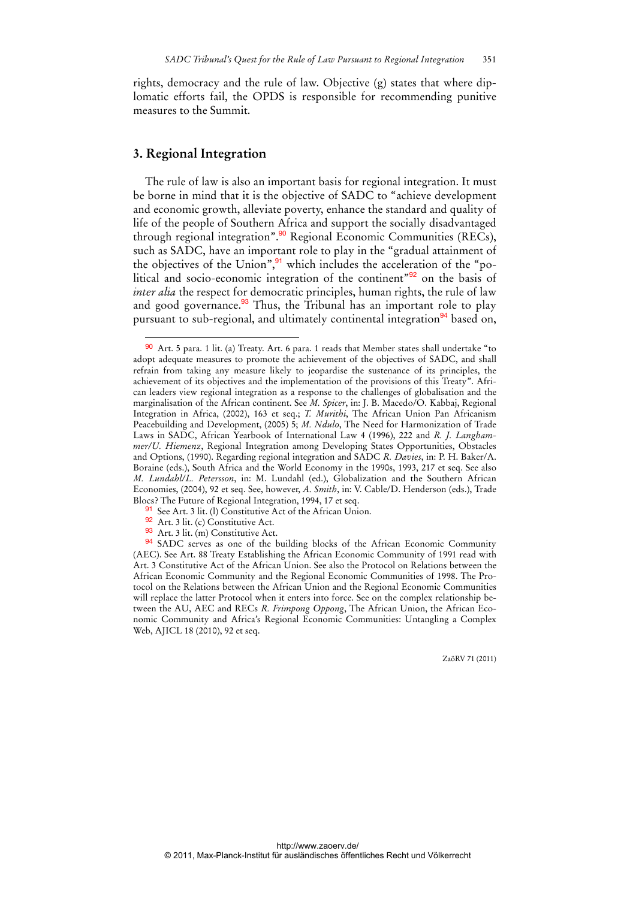rights, democracy and the rule of law. Objective (g) states that where diplomatic efforts fail, the OPDS is responsible for recommending punitive measures to the Summit.

## 3. Regional Integration

The rule of law is also an important basis for regional integration. It must be borne in mind that it is the objective of SADC to "achieve development and economic growth, alleviate poverty, enhance the standard and quality of life of the people of Southern Africa and support the socially disadvantaged through regional integration".[90] Regional Economic Communities (RECs), such as SADC, have an important role to play in the "gradual attainment of the objectives of the Union",[91] which includes the acceleration of the "political and socio-economic integration of the continent"[92] on the basis of *inter alia* the respect for democratic principles, human rights, the rule of law and good governance.[93] Thus, the Tribunal has an important role to play pursuant to sub-regional, and ultimately continental integration[94] based on,

---

[90] Art. 5 para. 1 lit. (a) Treaty. Art. 6 para. 1 reads that Member states shall undertake "to adopt adequate measures to promote the achievement of the objectives of SADC, and shall refrain from taking any measure likely to jeopardise the sustenance of its principles, the achievement of its objectives and the implementation of the provisions of this Treaty". African leaders view regional integration as a response to the challenges of globalisation and the marginalisation of the African continent. See *M. Spicer*, in: J. B. Macedo/O. Kabbaj, Regional Integration in Africa, (2002), 163 et seq.; *T. Murithi*, The African Union Pan Africanism Peacebuilding and Development, (2005) 5; *M. Ndulo*, The Need for Harmonization of Trade Laws in SADC, African Yearbook of International Law 4 (1996), 222 and *R. J. Langhammer/U. Hiemenz*, Regional Integration among Developing States Opportunities, Obstacles and Options, (1990). Regarding regional integration and SADC *R. Davies*, in: P. H. Baker/A. Boraine (eds.), South Africa and the World Economy in the 1990s, 1993, 217 et seq. See also *M. Lundahl/L. Petersson*, in: M. Lundahl (ed.), Globalization and the Southern African Economies, (2004), 92 et seq. See, however, *A. Smith*, in: V. Cable/D. Henderson (eds.), Trade Blocs? The Future of Regional Integration, 1994, 17 et seq.

[91] See Art. 3 lit. (l) Constitutive Act of the African Union.

[92] Art. 3 lit. (c) Constitutive Act.

[93] Art. 3 lit. (m) Constitutive Act.

[94] SADC serves as one of the building blocks of the African Economic Community (AEC). See Art. 88 Treaty Establishing the African Economic Community of 1991 read with Art. 3 Constitutive Act of the African Union. See also the Protocol on Relations between the African Economic Community and the Regional Economic Communities of 1998. The Protocol on the Relations between the African Union and the Regional Economic Communities will replace the latter Protocol when it enters into force. See on the complex relationship between the AU, AEC and RECs *R. Frimpong Oppong*, The African Union, the African Economic Community and Africa's Regional Economic Communities: Untangling a Complex Web, AJICL 18 (2010), 92 et seq.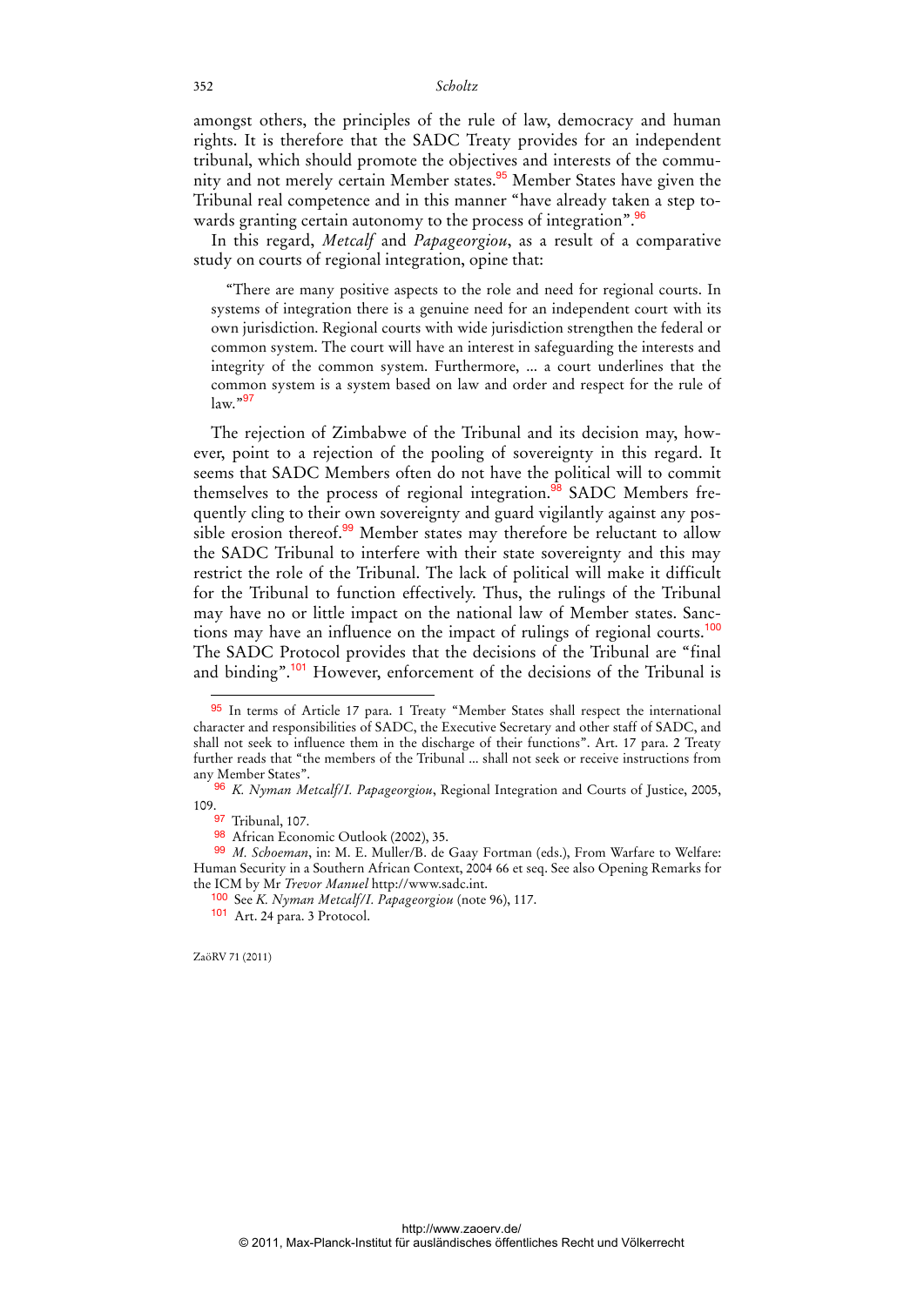amongst others, the principles of the rule of law, democracy and human rights. It is therefore that the SADC Treaty provides for an independent tribunal, which should promote the objectives and interests of the community and not merely certain Member states.[95] Member States have given the Tribunal real competence and in this manner "have already taken a step towards granting certain autonomy to the process of integration".[96]

In this regard, *Metcalf* and *Papageorgiou*, as a result of a comparative study on courts of regional integration, opine that:

> "There are many positive aspects to the role and need for regional courts. In systems of integration there is a genuine need for an independent court with its own jurisdiction. Regional courts with wide jurisdiction strengthen the federal or common system. The court will have an interest in safeguarding the interests and integrity of the common system. Furthermore, ... a court underlines that the common system is a system based on law and order and respect for the rule of law."[97]

The rejection of Zimbabwe of the Tribunal and its decision may, however, point to a rejection of the pooling of sovereignty in this regard. It seems that SADC Members often do not have the political will to commit themselves to the process of regional integration.[98] SADC Members frequently cling to their own sovereignty and guard vigilantly against any possible erosion thereof.[99] Member states may therefore be reluctant to allow the SADC Tribunal to interfere with their state sovereignty and this may restrict the role of the Tribunal. The lack of political will make it difficult for the Tribunal to function effectively. Thus, the rulings of the Tribunal may have no or little impact on the national law of Member states. Sanctions may have an influence on the impact of rulings of regional courts.[100] The SADC Protocol provides that the decisions of the Tribunal are "final and binding".[101] However, enforcement of the decisions of the Tribunal is

---

[95] In terms of Article 17 para. 1 Treaty "Member States shall respect the international character and responsibilities of SADC, the Executive Secretary and other staff of SADC, and shall not seek to influence them in the discharge of their functions". Art. 17 para. 2 Treaty further reads that "the members of the Tribunal ... shall not seek or receive instructions from any Member States".

[96] *K. Nyman Metcalf/I. Papageorgiou*, Regional Integration and Courts of Justice, 2005, 109.

[97] Tribunal, 107.

[98] African Economic Outlook (2002), 35.

[99] *M. Schoeman*, in: M. E. Muller/B. de Gaay Fortman (eds.), From Warfare to Welfare: Human Security in a Southern African Context, 2004 66 et seq. See also Opening Remarks for the ICM by Mr *Trevor Manuel* http://www.sadc.int.

[100] See *K. Nyman Metcalf/I. Papageorgiou* (note 96), 117.

[101] Art. 24 para. 3 Protocol.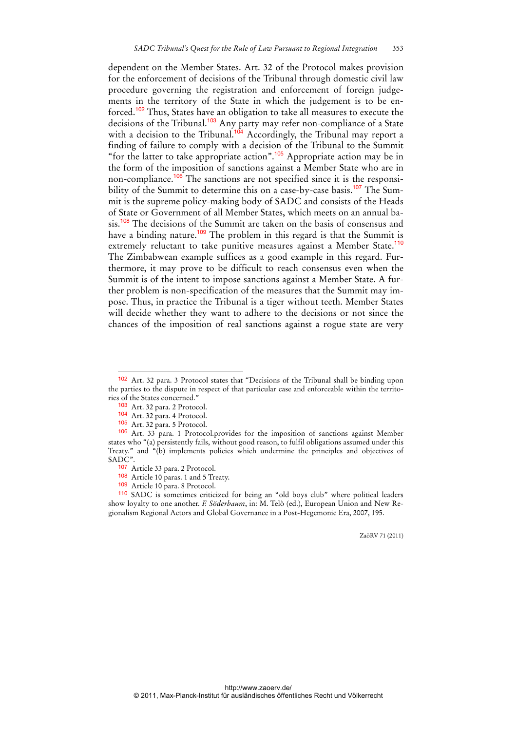dependent on the Member States. Art. 32 of the Protocol makes provision for the enforcement of decisions of the Tribunal through domestic civil law procedure governing the registration and enforcement of foreign judgements in the territory of the State in which the judgement is to be enforced.[102] Thus, States have an obligation to take all measures to execute the decisions of the Tribunal.[103] Any party may refer non-compliance of a State with a decision to the Tribunal.[104] Accordingly, the Tribunal may report a finding of failure to comply with a decision of the Tribunal to the Summit "for the latter to take appropriate action".[105] Appropriate action may be in the form of the imposition of sanctions against a Member State who are in non-compliance.[106] The sanctions are not specified since it is the responsibility of the Summit to determine this on a case-by-case basis.[107] The Summit is the supreme policy-making body of SADC and consists of the Heads of State or Government of all Member States, which meets on an annual basis.[108] The decisions of the Summit are taken on the basis of consensus and have a binding nature.[109] The problem in this regard is that the Summit is extremely reluctant to take punitive measures against a Member State.[110] The Zimbabwean example suffices as a good example in this regard. Furthermore, it may prove to be difficult to reach consensus even when the Summit is of the intent to impose sanctions against a Member State. A further problem is non-specification of the measures that the Summit may impose. Thus, in practice the Tribunal is a tiger without teeth. Member States will decide whether they want to adhere to the decisions or not since the chances of the imposition of real sanctions against a rogue state are very

---

[102] Art. 32 para. 3 Protocol states that "Decisions of the Tribunal shall be binding upon the parties to the dispute in respect of that particular case and enforceable within the territories of the States concerned."

[103] Art. 32 para. 2 Protocol.

[104] Art. 32 para. 4 Protocol.

[105] Art. 32 para. 5 Protocol.

[106] Art. 33 para. 1 Protocol.provides for the imposition of sanctions against Member states who "(a) persistently fails, without good reason, to fulfil obligations assumed under this Treaty." and "(b) implements policies which undermine the principles and objectives of SADC".

[107] Article 33 para. 2 Protocol.

[108] Article 10 paras. 1 and 5 Treaty.

[109] Article 10 para. 8 Protocol.

[110] SADC is sometimes criticized for being an "old boys club" where political leaders show loyalty to one another. *F. Söderbaum*, in: M. Telò (ed.), European Union and New Regionalism Regional Actors and Global Governance in a Post-Hegemonic Era, 2007, 195.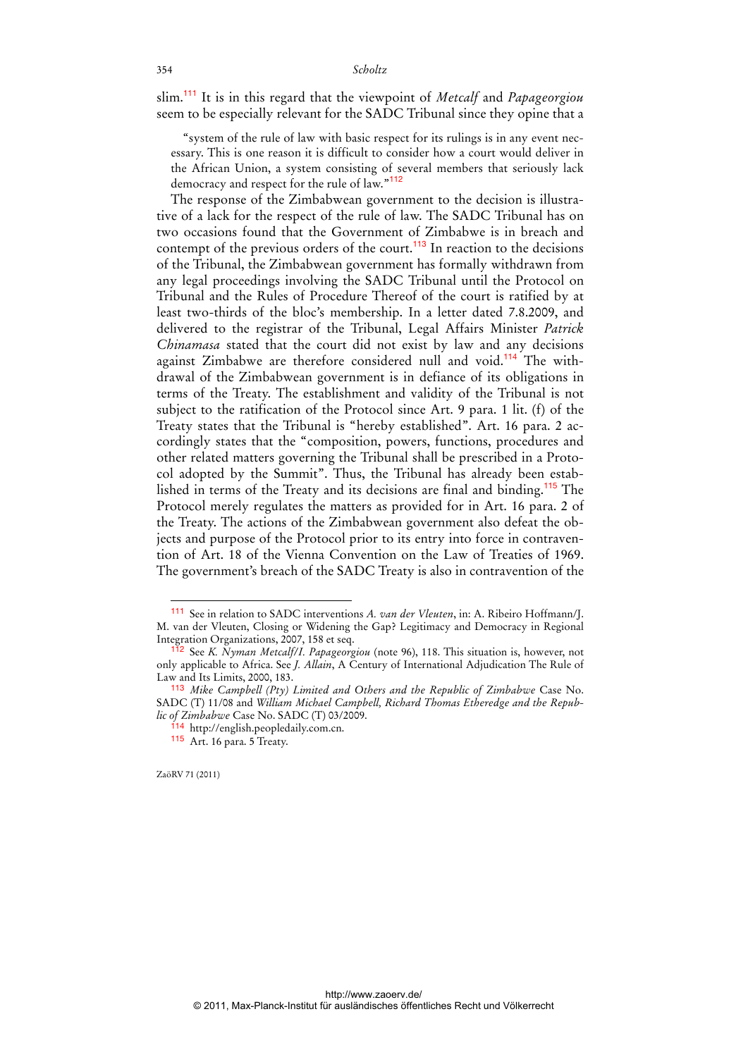slim.[111] It is in this regard that the viewpoint of *Metcalf* and *Papageorgiou* seem to be especially relevant for the SADC Tribunal since they opine that a

> "system of the rule of law with basic respect for its rulings is in any event necessary. This is one reason it is difficult to consider how a court would deliver in the African Union, a system consisting of several members that seriously lack democracy and respect for the rule of law."[112]

The response of the Zimbabwean government to the decision is illustrative of a lack for the respect of the rule of law. The SADC Tribunal has on two occasions found that the Government of Zimbabwe is in breach and contempt of the previous orders of the court.[113] In reaction to the decisions of the Tribunal, the Zimbabwean government has formally withdrawn from any legal proceedings involving the SADC Tribunal until the Protocol on Tribunal and the Rules of Procedure Thereof of the court is ratified by at least two-thirds of the bloc's membership. In a letter dated 7.8.2009, and delivered to the registrar of the Tribunal, Legal Affairs Minister *Patrick Chinamasa* stated that the court did not exist by law and any decisions against Zimbabwe are therefore considered null and void.[114] The withdrawal of the Zimbabwean government is in defiance of its obligations in terms of the Treaty. The establishment and validity of the Tribunal is not subject to the ratification of the Protocol since Art. 9 para. 1 lit. (f) of the Treaty states that the Tribunal is "hereby established". Art. 16 para. 2 accordingly states that the "composition, powers, functions, procedures and other related matters governing the Tribunal shall be prescribed in a Protocol adopted by the Summit". Thus, the Tribunal has already been established in terms of the Treaty and its decisions are final and binding.[115] The Protocol merely regulates the matters as provided for in Art. 16 para. 2 of the Treaty. The actions of the Zimbabwean government also defeat the objects and purpose of the Protocol prior to its entry into force in contravention of Art. 18 of the Vienna Convention on the Law of Treaties of 1969. The government's breach of the SADC Treaty is also in contravention of the

---

[111] See in relation to SADC interventions *A. van der Vleuten*, in: A. Ribeiro Hoffmann/J. M. van der Vleuten, Closing or Widening the Gap? Legitimacy and Democracy in Regional Integration Organizations, 2007, 158 et seq.

[112] See *K. Nyman Metcalf/I. Papageorgiou* (note 96), 118. This situation is, however, not only applicable to Africa. See *J. Allain*, A Century of International Adjudication The Rule of Law and Its Limits, 2000, 183.

[113] *Mike Campbell (Pty) Limited and Others and the Republic of Zimbabwe* Case No. SADC (T) 11/08 and *William Michael Campbell, Richard Thomas Etheredge and the Republic of Zimbabwe* Case No. SADC (T) 03/2009.

[114] http://english.peopledaily.com.cn.

[115] Art. 16 para. 5 Treaty.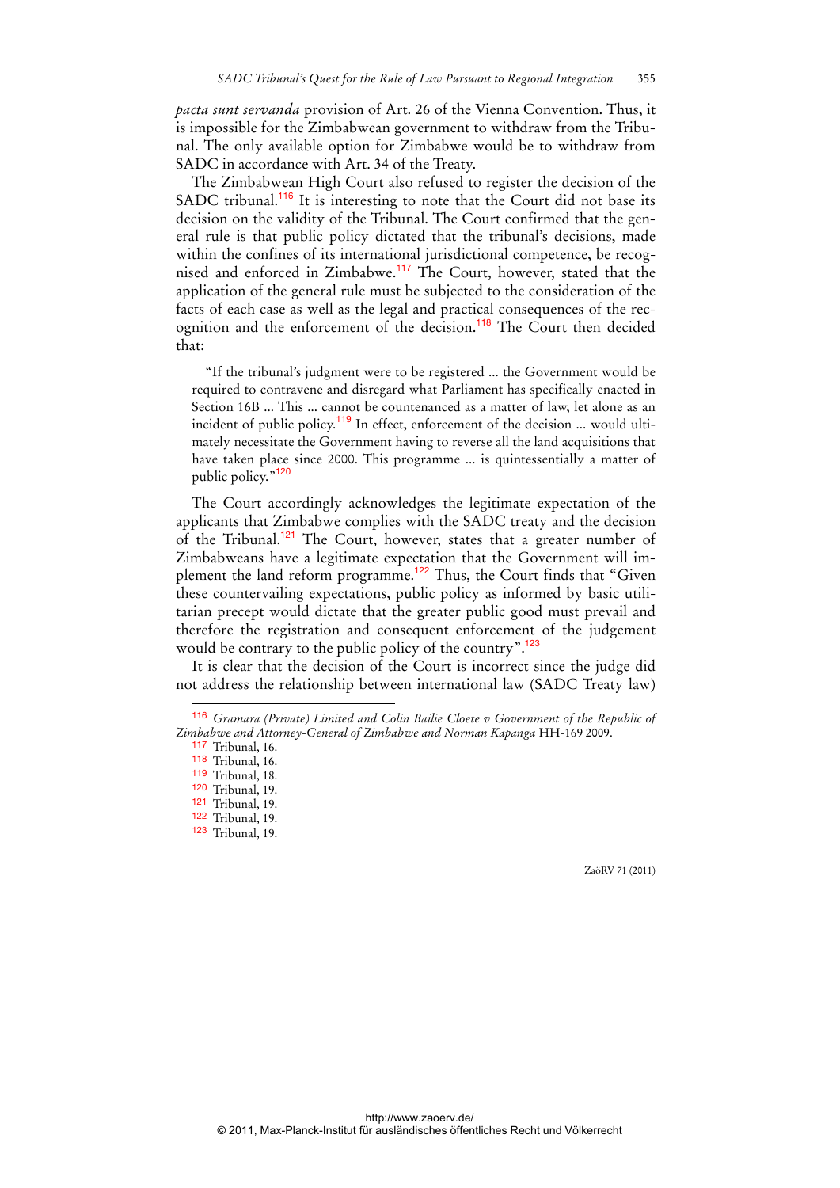*pacta sunt servanda* provision of Art. 26 of the Vienna Convention. Thus, it is impossible for the Zimbabwean government to withdraw from the Tribunal. The only available option for Zimbabwe would be to withdraw from SADC in accordance with Art. 34 of the Treaty.

The Zimbabwean High Court also refused to register the decision of the SADC tribunal.[116] It is interesting to note that the Court did not base its decision on the validity of the Tribunal. The Court confirmed that the general rule is that public policy dictated that the tribunal's decisions, made within the confines of its international jurisdictional competence, be recognised and enforced in Zimbabwe.[117] The Court, however, stated that the application of the general rule must be subjected to the consideration of the facts of each case as well as the legal and practical consequences of the recognition and the enforcement of the decision.[118] The Court then decided that:

> "If the tribunal's judgment were to be registered ... the Government would be required to contravene and disregard what Parliament has specifically enacted in Section 16B ... This ... cannot be countenanced as a matter of law, let alone as an incident of public policy.[119] In effect, enforcement of the decision ... would ultimately necessitate the Government having to reverse all the land acquisitions that have taken place since 2000. This programme ... is quintessentially a matter of public policy."[120]

The Court accordingly acknowledges the legitimate expectation of the applicants that Zimbabwe complies with the SADC treaty and the decision of the Tribunal.[121] The Court, however, states that a greater number of Zimbabweans have a legitimate expectation that the Government will implement the land reform programme.[122] Thus, the Court finds that "Given these countervailing expectations, public policy as informed by basic utilitarian precept would dictate that the greater public good must prevail and therefore the registration and consequent enforcement of the judgement would be contrary to the public policy of the country".[123]

It is clear that the decision of the Court is incorrect since the judge did not address the relationship between international law (SADC Treaty law)

---

[116] *Gramara (Private) Limited and Colin Bailie Cloete v Government of the Republic of Zimbabwe and Attorney-General of Zimbabwe and Norman Kapanga* HH-169 2009.

[117] Tribunal, 16.

[118] Tribunal, 16.

[119] Tribunal, 18.

[120] Tribunal, 19.

[121] Tribunal, 19.

[122] Tribunal, 19.

[123] Tribunal, 19.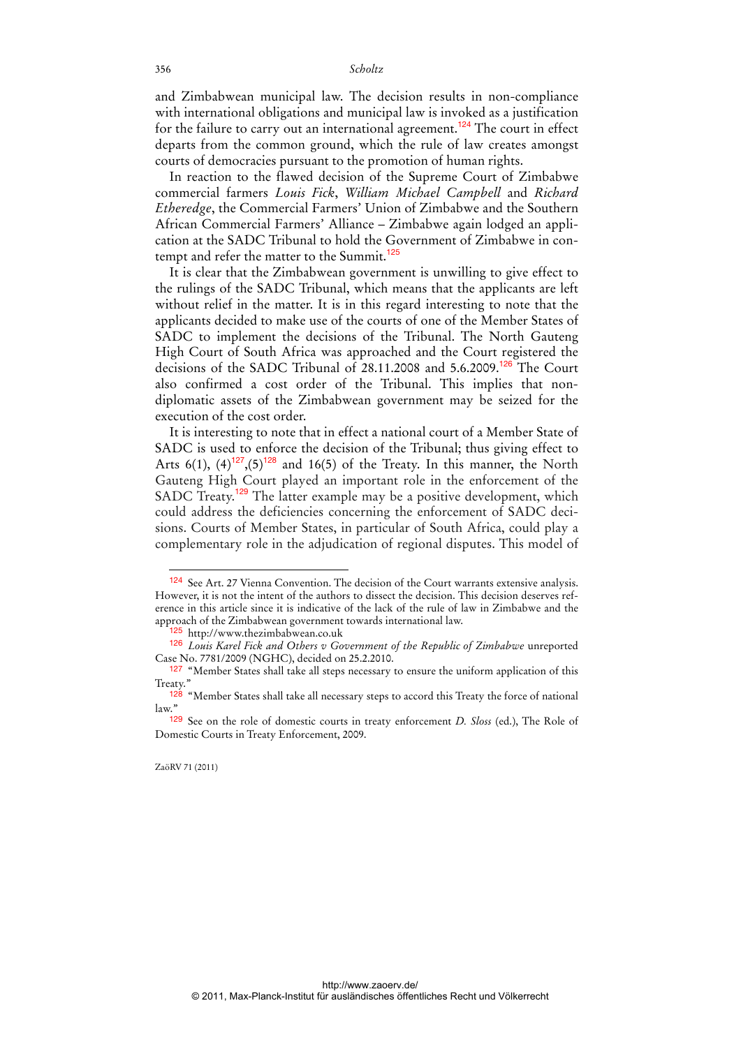and Zimbabwean municipal law. The decision results in non-compliance with international obligations and municipal law is invoked as a justification for the failure to carry out an international agreement.[124] The court in effect departs from the common ground, which the rule of law creates amongst courts of democracies pursuant to the promotion of human rights.

In reaction to the flawed decision of the Supreme Court of Zimbabwe commercial farmers *Louis Fick*, *William Michael Campbell* and *Richard Etheredge*, the Commercial Farmers' Union of Zimbabwe and the Southern African Commercial Farmers' Alliance – Zimbabwe again lodged an application at the SADC Tribunal to hold the Government of Zimbabwe in contempt and refer the matter to the Summit.[125]

It is clear that the Zimbabwean government is unwilling to give effect to the rulings of the SADC Tribunal, which means that the applicants are left without relief in the matter. It is in this regard interesting to note that the applicants decided to make use of the courts of one of the Member States of SADC to implement the decisions of the Tribunal. The North Gauteng High Court of South Africa was approached and the Court registered the decisions of the SADC Tribunal of 28.11.2008 and 5.6.2009.[126] The Court also confirmed a cost order of the Tribunal. This implies that non-diplomatic assets of the Zimbabwean government may be seized for the execution of the cost order.

It is interesting to note that in effect a national court of a Member State of SADC is used to enforce the decision of the Tribunal; thus giving effect to Arts 6(1), (4)[127],(5)[128] and 16(5) of the Treaty. In this manner, the North Gauteng High Court played an important role in the enforcement of the SADC Treaty.[129] The latter example may be a positive development, which could address the deficiencies concerning the enforcement of SADC decisions. Courts of Member States, in particular of South Africa, could play a complementary role in the adjudication of regional disputes. This model of

---

124 See Art. 27 Vienna Convention. The decision of the Court warrants extensive analysis. However, it is not the intent of the authors to dissect the decision. This decision deserves reference in this article since it is indicative of the lack of the rule of law in Zimbabwe and the approach of the Zimbabwean government towards international law.

125 http://www.thezimbabwean.co.uk

126 *Louis Karel Fick and Others v Government of the Republic of Zimbabwe* unreported Case No. 7781/2009 (NGHC), decided on 25.2.2010.

127 "Member States shall take all steps necessary to ensure the uniform application of this Treaty."

128 "Member States shall take all necessary steps to accord this Treaty the force of national law."

129 See on the role of domestic courts in treaty enforcement *D. Sloss* (ed.), The Role of Domestic Courts in Treaty Enforcement, 2009.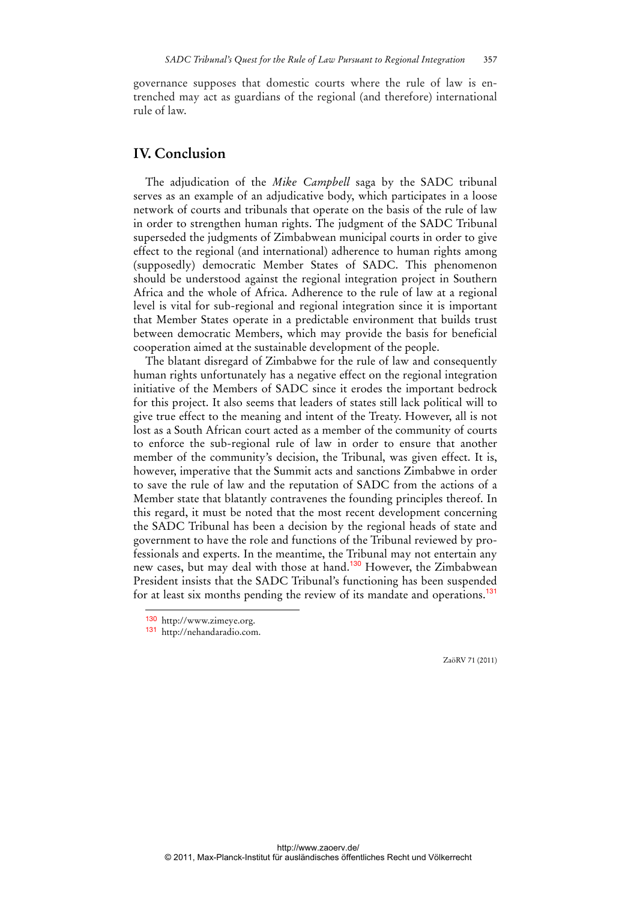governance supposes that domestic courts where the rule of law is entrenched may act as guardians of the regional (and therefore) international rule of law.

## IV. Conclusion

The adjudication of the *Mike Campbell* saga by the SADC tribunal serves as an example of an adjudicative body, which participates in a loose network of courts and tribunals that operate on the basis of the rule of law in order to strengthen human rights. The judgment of the SADC Tribunal superseded the judgments of Zimbabwean municipal courts in order to give effect to the regional (and international) adherence to human rights among (supposedly) democratic Member States of SADC. This phenomenon should be understood against the regional integration project in Southern Africa and the whole of Africa. Adherence to the rule of law at a regional level is vital for sub-regional and regional integration since it is important that Member States operate in a predictable environment that builds trust between democratic Members, which may provide the basis for beneficial cooperation aimed at the sustainable development of the people.

The blatant disregard of Zimbabwe for the rule of law and consequently human rights unfortunately has a negative effect on the regional integration initiative of the Members of SADC since it erodes the important bedrock for this project. It also seems that leaders of states still lack political will to give true effect to the meaning and intent of the Treaty. However, all is not lost as a South African court acted as a member of the community of courts to enforce the sub-regional rule of law in order to ensure that another member of the community's decision, the Tribunal, was given effect. It is, however, imperative that the Summit acts and sanctions Zimbabwe in order to save the rule of law and the reputation of SADC from the actions of a Member state that blatantly contravenes the founding principles thereof. In this regard, it must be noted that the most recent development concerning the SADC Tribunal has been a decision by the regional heads of state and government to have the role and functions of the Tribunal reviewed by professionals and experts. In the meantime, the Tribunal may not entertain any new cases, but may deal with those at hand.[130] However, the Zimbabwean President insists that the SADC Tribunal's functioning has been suspended for at least six months pending the review of its mandate and operations.[131]

---

[130] http://www.zimeye.org.

[131] http://nehandaradio.com.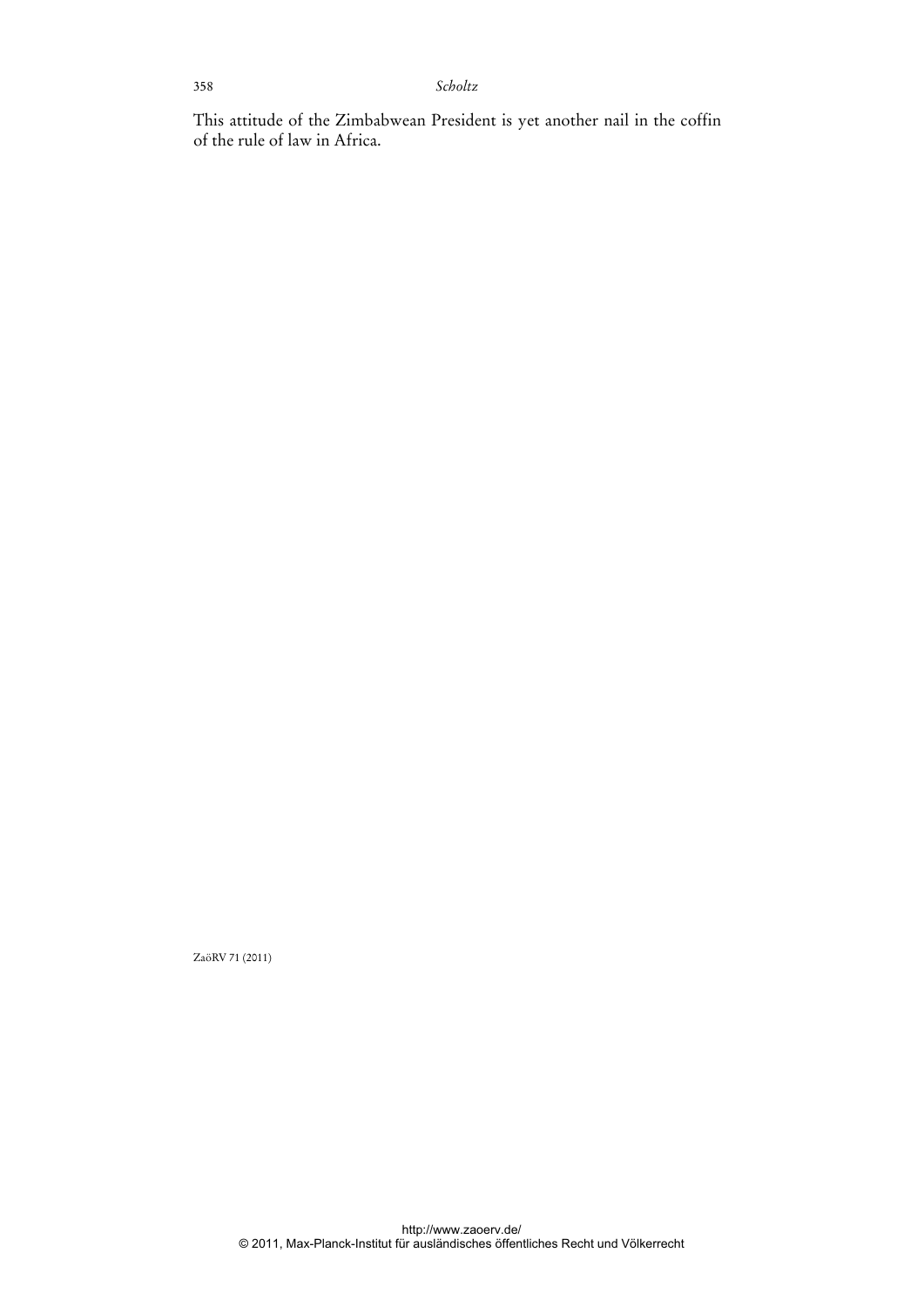This attitude of the Zimbabwean President is yet another nail in the coffin of the rule of law in Africa.